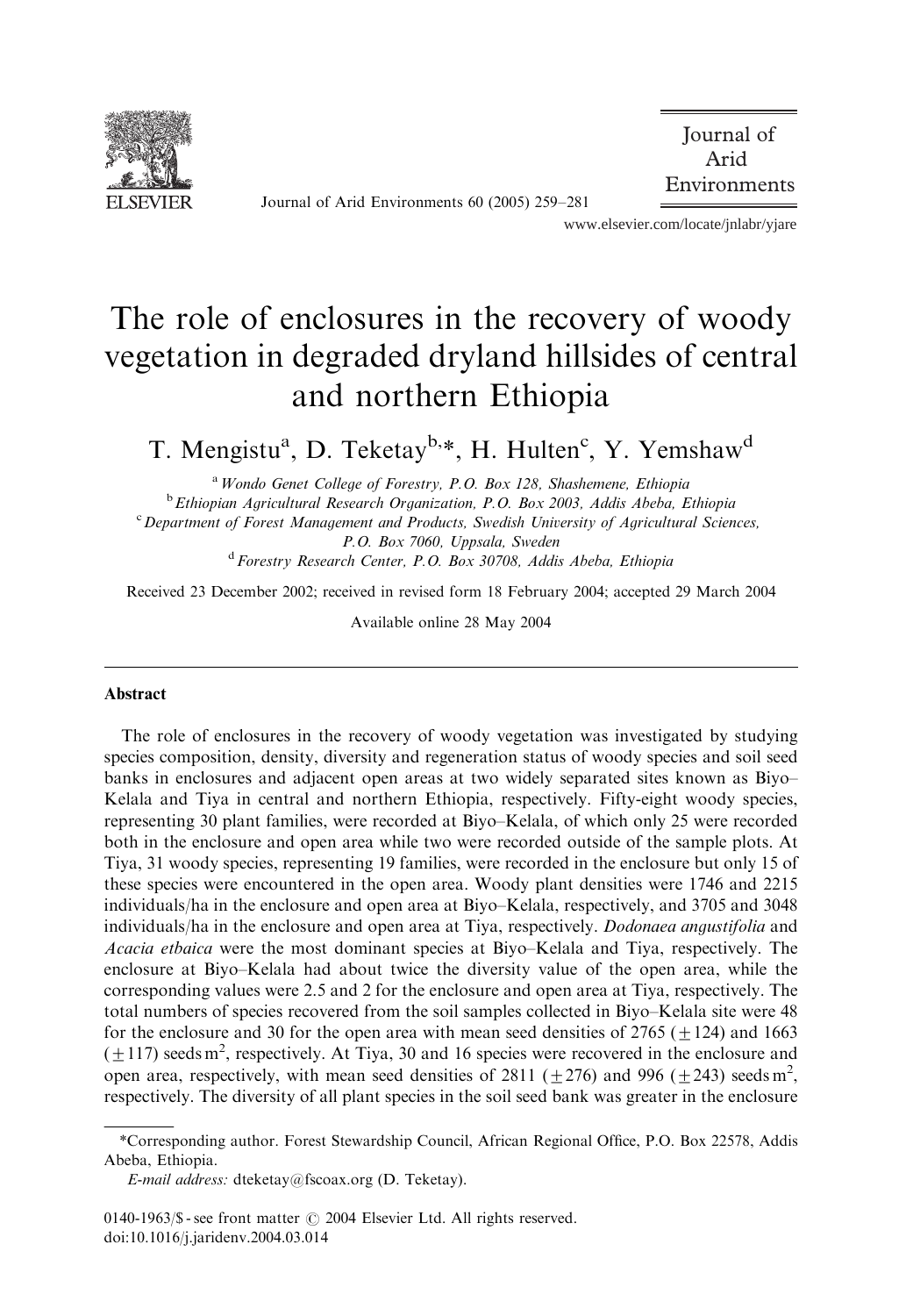# The role of enclosures in the recovery of woody vegetation in degraded dryland hillsides of central and northern Ethiopia

T. Mengistu[a], D. Teketay[b,*], H. Hulten[c], Y. Yemshaw[d]

[a] Wondo Genet College of Forestry, P.O. Box 128, Shashemene, Ethiopia

[b] Ethiopian Agricultural Research Organization, P.O. Box 2003, Addis Abeba, Ethiopia

[c] Department of Forest Management and Products, Swedish University of Agricultural Sciences, P.O. Box 7060, Uppsala, Sweden

[d] Forestry Research Center, P.O. Box 30708, Addis Abeba, Ethiopia

Received 23 December 2002; received in revised form 18 February 2004; accepted 29 March 2004

Available online 28 May 2004

## Abstract

The role of enclosures in the recovery of woody vegetation was investigated by studying species composition, density, diversity and regeneration status of woody species and soil seed banks in enclosures and adjacent open areas at two widely separated sites known as Biyo–Kelala and Tiya in central and northern Ethiopia, respectively. Fifty-eight woody species, representing 30 plant families, were recorded at Biyo–Kelala, of which only 25 were recorded both in the enclosure and open area while two were recorded outside of the sample plots. At Tiya, 31 woody species, representing 19 families, were recorded in the enclosure but only 15 of these species were encountered in the open area. Woody plant densities were 1746 and 2215 individuals/ha in the enclosure and open area at Biyo–Kelala, respectively, and 3705 and 3048 individuals/ha in the enclosure and open area at Tiya, respectively. *Dodonaea angustifolia* and *Acacia etbaica* were the most dominant species at Biyo–Kelala and Tiya, respectively. The enclosure at Biyo–Kelala had about twice the diversity value of the open area, while the corresponding values were 2.5 and 2 for the enclosure and open area at Tiya, respectively. The total numbers of species recovered from the soil samples collected in Biyo–Kelala site were 48 for the enclosure and 30 for the open area with mean seed densities of 2765 ($\pm 124$) and 1663 ($\pm 117$) seeds m$^2$, respectively. At Tiya, 30 and 16 species were recovered in the enclosure and open area, respectively, with mean seed densities of 2811 ($\pm 276$) and 996 ($\pm 243$) seeds m$^2$, respectively. The diversity of all plant species in the soil seed bank was greater in the enclosure

---

*Corresponding author. Forest Stewardship Council, African Regional Office, P.O. Box 22578, Addis Abeba, Ethiopia.

*E-mail address:* dteketay@fscoax.org (D. Teketay).

0140-1963/$ - see front matter © 2004 Elsevier Ltd. All rights reserved.
doi:10.1016/j.jaridenv.2004.03.014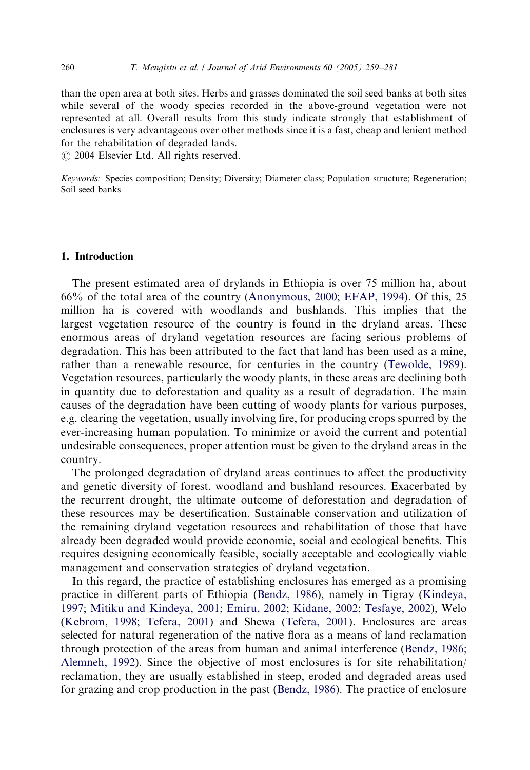than the open area at both sites. Herbs and grasses dominated the soil seed banks at both sites while several of the woody species recorded in the above-ground vegetation were not represented at all. Overall results from this study indicate strongly that establishment of enclosures is very advantageous over other methods since it is a fast, cheap and lenient method for the rehabilitation of degraded lands.

© 2004 Elsevier Ltd. All rights reserved.

*Keywords:* Species composition; Density; Diversity; Diameter class; Population structure; Regeneration; Soil seed banks

## 1. Introduction

The present estimated area of drylands in Ethiopia is over 75 million ha, about 66% of the total area of the country (Anonymous, 2000; EFAP, 1994). Of this, 25 million ha is covered with woodlands and bushlands. This implies that the largest vegetation resource of the country is found in the dryland areas. These enormous areas of dryland vegetation resources are facing serious problems of degradation. This has been attributed to the fact that land has been used as a mine, rather than a renewable resource, for centuries in the country (Tewolde, 1989). Vegetation resources, particularly the woody plants, in these areas are declining both in quantity due to deforestation and quality as a result of degradation. The main causes of the degradation have been cutting of woody plants for various purposes, e.g. clearing the vegetation, usually involving fire, for producing crops spurred by the ever-increasing human population. To minimize or avoid the current and potential undesirable consequences, proper attention must be given to the dryland areas in the country.

The prolonged degradation of dryland areas continues to affect the productivity and genetic diversity of forest, woodland and bushland resources. Exacerbated by the recurrent drought, the ultimate outcome of deforestation and degradation of these resources may be desertification. Sustainable conservation and utilization of the remaining dryland vegetation resources and rehabilitation of those that have already been degraded would provide economic, social and ecological benefits. This requires designing economically feasible, socially acceptable and ecologically viable management and conservation strategies of dryland vegetation.

In this regard, the practice of establishing enclosures has emerged as a promising practice in different parts of Ethiopia (Bendz, 1986), namely in Tigray (Kindeya, 1997; Mitiku and Kindeya, 2001; Emiru, 2002; Kidane, 2002; Tesfaye, 2002), Welo (Kebrom, 1998; Tefera, 2001) and Shewa (Tefera, 2001). Enclosures are areas selected for natural regeneration of the native flora as a means of land reclamation through protection of the areas from human and animal interference (Bendz, 1986; Alemneh, 1992). Since the objective of most enclosures is for site rehabilitation/reclamation, they are usually established in steep, eroded and degraded areas used for grazing and crop production in the past (Bendz, 1986). The practice of enclosure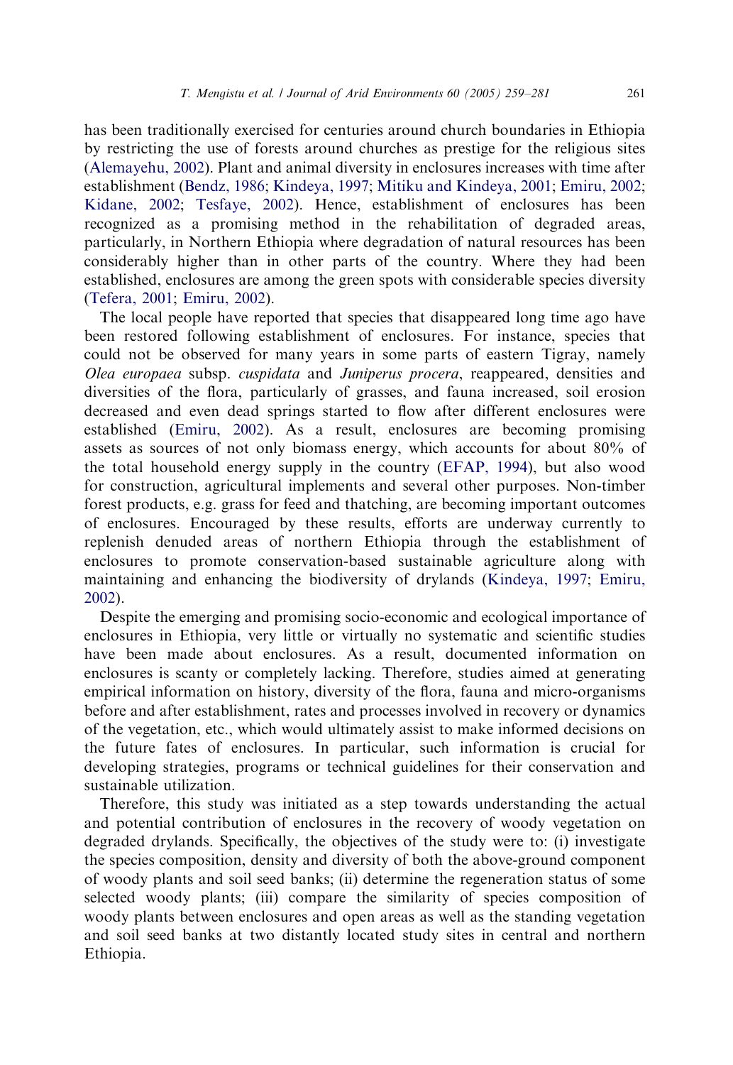has been traditionally exercised for centuries around church boundaries in Ethiopia by restricting the use of forests around churches as prestige for the religious sites (Alemayehu, 2002). Plant and animal diversity in enclosures increases with time after establishment (Bendz, 1986; Kindeya, 1997; Mitiku and Kindeya, 2001; Emiru, 2002; Kidane, 2002; Tesfaye, 2002). Hence, establishment of enclosures has been recognized as a promising method in the rehabilitation of degraded areas, particularly, in Northern Ethiopia where degradation of natural resources has been considerably higher than in other parts of the country. Where they had been established, enclosures are among the green spots with considerable species diversity (Tefera, 2001; Emiru, 2002).

The local people have reported that species that disappeared long time ago have been restored following establishment of enclosures. For instance, species that could not be observed for many years in some parts of eastern Tigray, namely *Olea europaea* subsp. *cuspidata* and *Juniperus procera*, reappeared, densities and diversities of the flora, particularly of grasses, and fauna increased, soil erosion decreased and even dead springs started to flow after different enclosures were established (Emiru, 2002). As a result, enclosures are becoming promising assets as sources of not only biomass energy, which accounts for about 80% of the total household energy supply in the country (EFAP, 1994), but also wood for construction, agricultural implements and several other purposes. Non-timber forest products, e.g. grass for feed and thatching, are becoming important outcomes of enclosures. Encouraged by these results, efforts are underway currently to replenish denuded areas of northern Ethiopia through the establishment of enclosures to promote conservation-based sustainable agriculture along with maintaining and enhancing the biodiversity of drylands (Kindeya, 1997; Emiru, 2002).

Despite the emerging and promising socio-economic and ecological importance of enclosures in Ethiopia, very little or virtually no systematic and scientific studies have been made about enclosures. As a result, documented information on enclosures is scanty or completely lacking. Therefore, studies aimed at generating empirical information on history, diversity of the flora, fauna and micro-organisms before and after establishment, rates and processes involved in recovery or dynamics of the vegetation, etc., which would ultimately assist to make informed decisions on the future fates of enclosures. In particular, such information is crucial for developing strategies, programs or technical guidelines for their conservation and sustainable utilization.

Therefore, this study was initiated as a step towards understanding the actual and potential contribution of enclosures in the recovery of woody vegetation on degraded drylands. Specifically, the objectives of the study were to: (i) investigate the species composition, density and diversity of both the above-ground component of woody plants and soil seed banks; (ii) determine the regeneration status of some selected woody plants; (iii) compare the similarity of species composition of woody plants between enclosures and open areas as well as the standing vegetation and soil seed banks at two distantly located study sites in central and northern Ethiopia.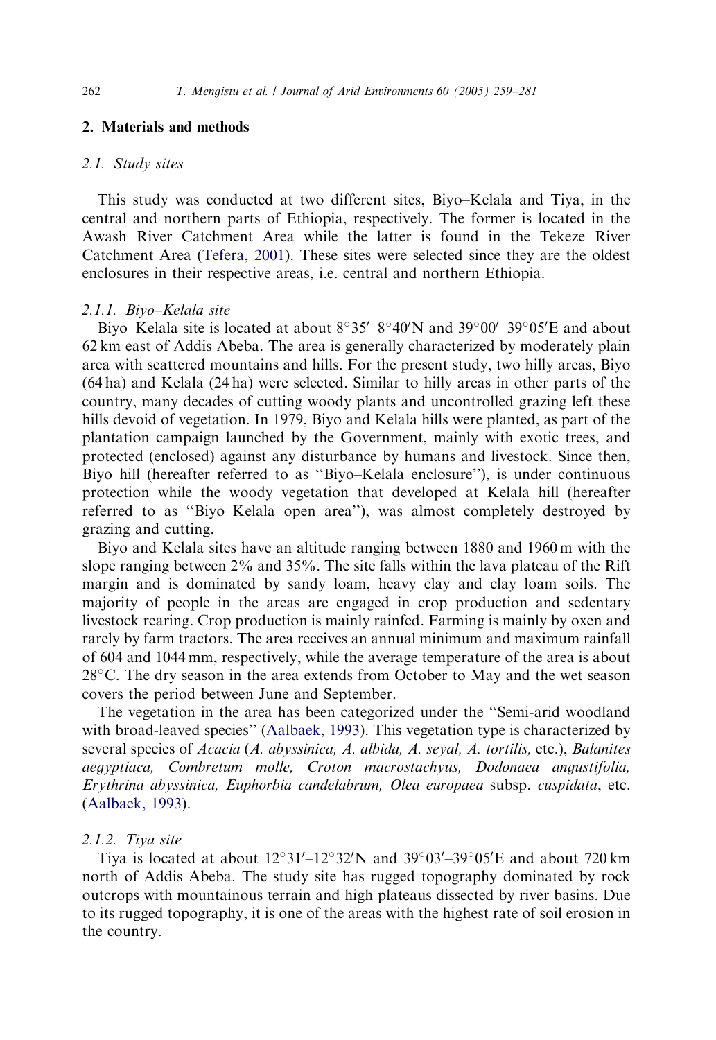## 2. Materials and methods

### 2.1. Study sites

This study was conducted at two different sites, Biyo–Kelala and Tiya, in the central and northern parts of Ethiopia, respectively. The former is located in the Awash River Catchment Area while the latter is found in the Tekeze River Catchment Area (Tefera, 2001). These sites were selected since they are the oldest enclosures in their respective areas, i.e. central and northern Ethiopia.

#### 2.1.1. Biyo–Kelala site

Biyo–Kelala site is located at about 8°35′–8°40′N and 39°00′–39°05′E and about 62 km east of Addis Abeba. The area is generally characterized by moderately plain area with scattered mountains and hills. For the present study, two hilly areas, Biyo (64 ha) and Kelala (24 ha) were selected. Similar to hilly areas in other parts of the country, many decades of cutting woody plants and uncontrolled grazing left these hills devoid of vegetation. In 1979, Biyo and Kelala hills were planted, as part of the plantation campaign launched by the Government, mainly with exotic trees, and protected (enclosed) against any disturbance by humans and livestock. Since then, Biyo hill (hereafter referred to as ''Biyo–Kelala enclosure''), is under continuous protection while the woody vegetation that developed at Kelala hill (hereafter referred to as ''Biyo–Kelala open area''), was almost completely destroyed by grazing and cutting.

Biyo and Kelala sites have an altitude ranging between 1880 and 1960 m with the slope ranging between 2% and 35%. The site falls within the lava plateau of the Rift margin and is dominated by sandy loam, heavy clay and clay loam soils. The majority of people in the areas are engaged in crop production and sedentary livestock rearing. Crop production is mainly rainfed. Farming is mainly by oxen and rarely by farm tractors. The area receives an annual minimum and maximum rainfall of 604 and 1044 mm, respectively, while the average temperature of the area is about 28°C. The dry season in the area extends from October to May and the wet season covers the period between June and September.

The vegetation in the area has been categorized under the ''Semi-arid woodland with broad-leaved species'' (Aalbaek, 1993). This vegetation type is characterized by several species of *Acacia* (*A. abyssinica, A. albida, A. seyal, A. tortilis,* etc.), *Balanites aegyptiaca, Combretum molle, Croton macrostachyus, Dodonaea angustifolia, Erythrina abyssinica, Euphorbia candelabrum, Olea europaea* subsp. *cuspidata*, etc. (Aalbaek, 1993).

#### 2.1.2. Tiya site

Tiya is located at about 12°31′–12°32′N and 39°03′–39°05′E and about 720 km north of Addis Abeba. The study site has rugged topography dominated by rock outcrops with mountainous terrain and high plateaus dissected by river basins. Due to its rugged topography, it is one of the areas with the highest rate of soil erosion in the country.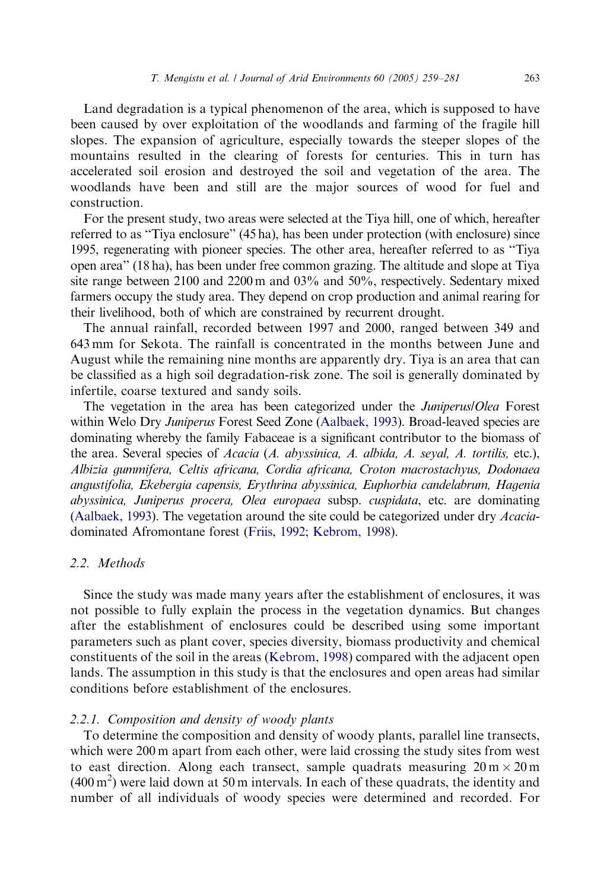Land degradation is a typical phenomenon of the area, which is supposed to have been caused by over exploitation of the woodlands and farming of the fragile hill slopes. The expansion of agriculture, especially towards the steeper slopes of the mountains resulted in the clearing of forests for centuries. This in turn has accelerated soil erosion and destroyed the soil and vegetation of the area. The woodlands have been and still are the major sources of wood for fuel and construction.

For the present study, two areas were selected at the Tiya hill, one of which, hereafter referred to as "Tiya enclosure" (45 ha), has been under protection (with enclosure) since 1995, regenerating with pioneer species. The other area, hereafter referred to as "Tiya open area" (18 ha), has been under free common grazing. The altitude and slope at Tiya site range between 2100 and 2200 m and 03% and 50%, respectively. Sedentary mixed farmers occupy the study area. They depend on crop production and animal rearing for their livelihood, both of which are constrained by recurrent drought.

The annual rainfall, recorded between 1997 and 2000, ranged between 349 and 643 mm for Sekota. The rainfall is concentrated in the months between June and August while the remaining nine months are apparently dry. Tiya is an area that can be classified as a high soil degradation-risk zone. The soil is generally dominated by infertile, coarse textured and sandy soils.

The vegetation in the area has been categorized under the *Juniperus*/*Olea* Forest within Welo Dry *Juniperus* Forest Seed Zone (Aalbaek, 1993). Broad-leaved species are dominating whereby the family Fabaceae is a significant contributor to the biomass of the area. Several species of *Acacia* (*A. abyssinica, A. albida, A. seyal, A. tortilis,* etc.), *Albizia gummifera, Celtis africana, Cordia africana, Croton macrostachyus, Dodonaea angustifolia, Ekebergia capensis, Erythrina abyssinica, Euphorbia candelabrum, Hagenia abyssinica, Juniperus procera, Olea europaea* subsp. *cuspidata*, etc. are dominating (Aalbaek, 1993). The vegetation around the site could be categorized under dry *Acacia*-dominated Afromontane forest (Friis, 1992; Kebrom, 1998).

### 2.2. Methods

Since the study was made many years after the establishment of enclosures, it was not possible to fully explain the process in the vegetation dynamics. But changes after the establishment of enclosures could be described using some important parameters such as plant cover, species diversity, biomass productivity and chemical constituents of the soil in the areas (Kebrom, 1998) compared with the adjacent open lands. The assumption in this study is that the enclosures and open areas had similar conditions before establishment of the enclosures.

#### 2.2.1. Composition and density of woody plants

To determine the composition and density of woody plants, parallel line transects, which were 200 m apart from each other, were laid crossing the study sites from west to east direction. Along each transect, sample quadrats measuring $20\,m \times 20\,m$ ($400\,m^2$) were laid down at 50 m intervals. In each of these quadrats, the identity and number of all individuals of woody species were determined and recorded. For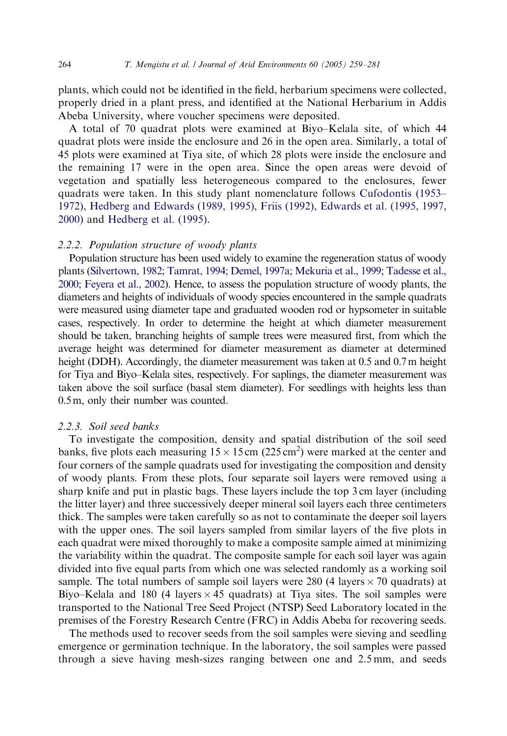plants, which could not be identified in the field, herbarium specimens were collected, properly dried in a plant press, and identified at the National Herbarium in Addis Abeba University, where voucher specimens were deposited.

A total of 70 quadrat plots were examined at Biyo–Kelala site, of which 44 quadrat plots were inside the enclosure and 26 in the open area. Similarly, a total of 45 plots were examined at Tiya site, of which 28 plots were inside the enclosure and the remaining 17 were in the open area. Since the open areas were devoid of vegetation and spatially less heterogeneous compared to the enclosures, fewer quadrats were taken. In this study plant nomenclature follows Cufodontis (1953–1972), Hedberg and Edwards (1989, 1995), Friis (1992), Edwards et al. (1995, 1997, 2000) and Hedberg et al. (1995).

### 2.2.2. *Population structure of woody plants*

Population structure has been used widely to examine the regeneration status of woody plants (Silvertown, 1982; Tamrat, 1994; Demel, 1997a; Mekuria et al., 1999; Tadesse et al., 2000; Feyera et al., 2002). Hence, to assess the population structure of woody plants, the diameters and heights of individuals of woody species encountered in the sample quadrats were measured using diameter tape and graduated wooden rod or hypsometer in suitable cases, respectively. In order to determine the height at which diameter measurement should be taken, branching heights of sample trees were measured first, from which the average height was determined for diameter measurement as diameter at determined height (DDH). Accordingly, the diameter measurement was taken at 0.5 and 0.7 m height for Tiya and Biyo–Kelala sites, respectively. For saplings, the diameter measurement was taken above the soil surface (basal stem diameter). For seedlings with heights less than 0.5 m, only their number was counted.

### 2.2.3. *Soil seed banks*

To investigate the composition, density and spatial distribution of the soil seed banks, five plots each measuring $15 \times 15$ cm ($225\,\text{cm}^2$) were marked at the center and four corners of the sample quadrats used for investigating the composition and density of woody plants. From these plots, four separate soil layers were removed using a sharp knife and put in plastic bags. These layers include the top 3 cm layer (including the litter layer) and three successively deeper mineral soil layers each three centimeters thick. The samples were taken carefully so as not to contaminate the deeper soil layers with the upper ones. The soil layers sampled from similar layers of the five plots in each quadrat were mixed thoroughly to make a composite sample aimed at minimizing the variability within the quadrat. The composite sample for each soil layer was again divided into five equal parts from which one was selected randomly as a working soil sample. The total numbers of sample soil layers were 280 (4 layers $\times$ 70 quadrats) at Biyo–Kelala and 180 (4 layers $\times$ 45 quadrats) at Tiya sites. The soil samples were transported to the National Tree Seed Project (NTSP) Seed Laboratory located in the premises of the Forestry Research Centre (FRC) in Addis Abeba for recovering seeds.

The methods used to recover seeds from the soil samples were sieving and seedling emergence or germination technique. In the laboratory, the soil samples were passed through a sieve having mesh-sizes ranging between one and 2.5 mm, and seeds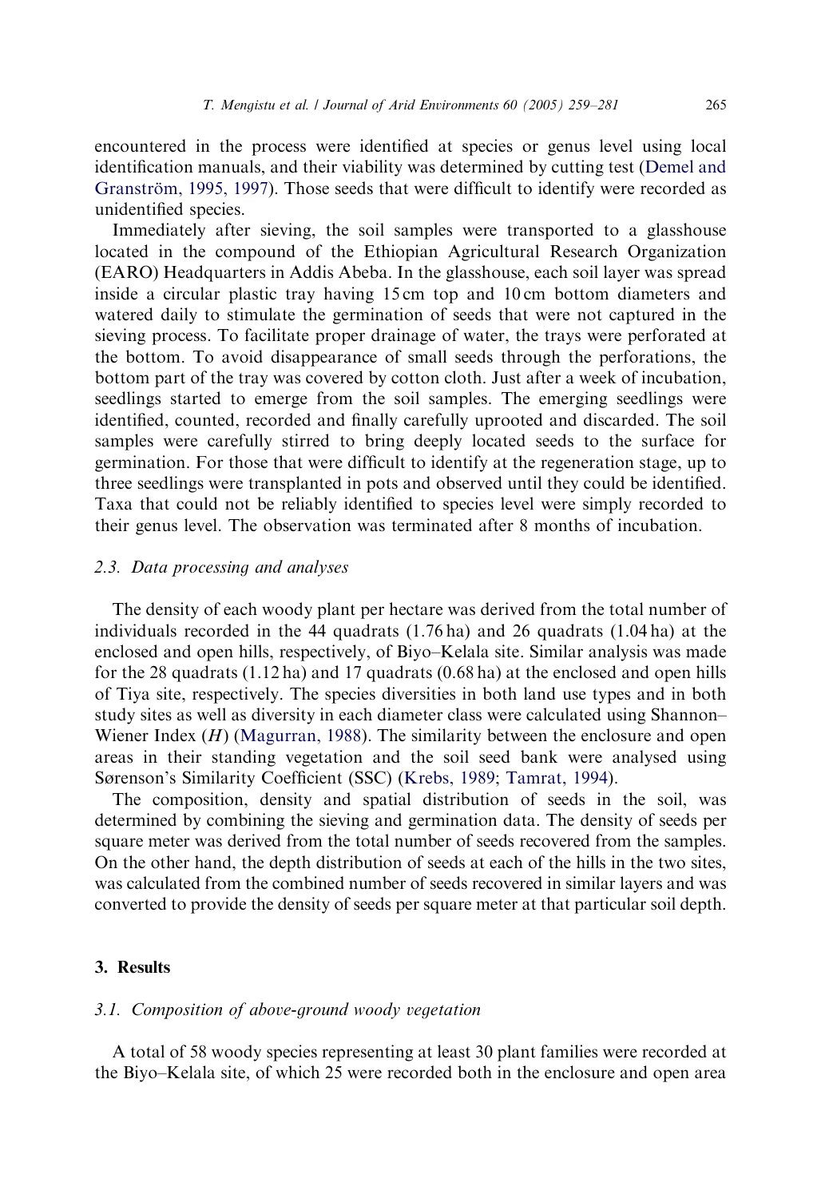encountered in the process were identified at species or genus level using local identification manuals, and their viability was determined by cutting test (Demel and Granström, 1995, 1997). Those seeds that were difficult to identify were recorded as unidentified species.

Immediately after sieving, the soil samples were transported to a glasshouse located in the compound of the Ethiopian Agricultural Research Organization (EARO) Headquarters in Addis Abeba. In the glasshouse, each soil layer was spread inside a circular plastic tray having 15 cm top and 10 cm bottom diameters and watered daily to stimulate the germination of seeds that were not captured in the sieving process. To facilitate proper drainage of water, the trays were perforated at the bottom. To avoid disappearance of small seeds through the perforations, the bottom part of the tray was covered by cotton cloth. Just after a week of incubation, seedlings started to emerge from the soil samples. The emerging seedlings were identified, counted, recorded and finally carefully uprooted and discarded. The soil samples were carefully stirred to bring deeply located seeds to the surface for germination. For those that were difficult to identify at the regeneration stage, up to three seedlings were transplanted in pots and observed until they could be identified. Taxa that could not be reliably identified to species level were simply recorded to their genus level. The observation was terminated after 8 months of incubation.

### 2.3. *Data processing and analyses*

The density of each woody plant per hectare was derived from the total number of individuals recorded in the 44 quadrats (1.76 ha) and 26 quadrats (1.04 ha) at the enclosed and open hills, respectively, of Biyo–Kelala site. Similar analysis was made for the 28 quadrats (1.12 ha) and 17 quadrats (0.68 ha) at the enclosed and open hills of Tiya site, respectively. The species diversities in both land use types and in both study sites as well as diversity in each diameter class were calculated using Shannon–Wiener Index ($H$) (Magurran, 1988). The similarity between the enclosure and open areas in their standing vegetation and the soil seed bank were analysed using Sørenson's Similarity Coefficient (SSC) (Krebs, 1989; Tamrat, 1994).

The composition, density and spatial distribution of seeds in the soil, was determined by combining the sieving and germination data. The density of seeds per square meter was derived from the total number of seeds recovered from the samples. On the other hand, the depth distribution of seeds at each of the hills in the two sites, was calculated from the combined number of seeds recovered in similar layers and was converted to provide the density of seeds per square meter at that particular soil depth.

## 3. Results

### 3.1. *Composition of above-ground woody vegetation*

A total of 58 woody species representing at least 30 plant families were recorded at the Biyo–Kelala site, of which 25 were recorded both in the enclosure and open area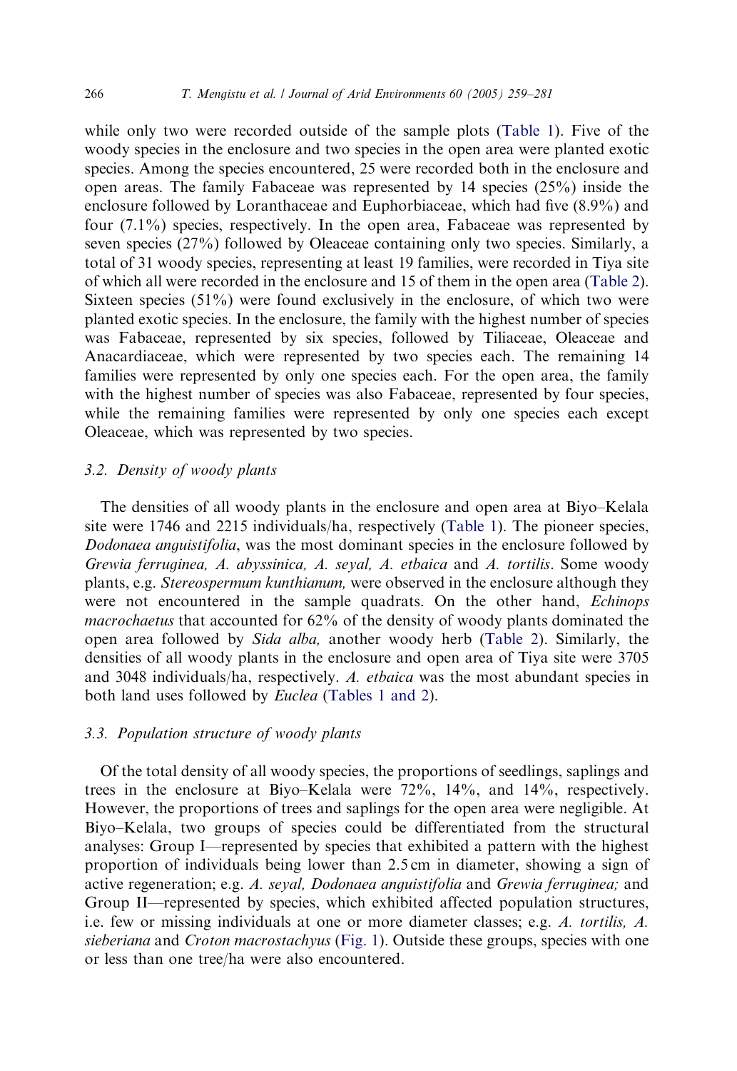while only two were recorded outside of the sample plots (Table 1). Five of the woody species in the enclosure and two species in the open area were planted exotic species. Among the species encountered, 25 were recorded both in the enclosure and open areas. The family Fabaceae was represented by 14 species (25%) inside the enclosure followed by Loranthaceae and Euphorbiaceae, which had five (8.9%) and four (7.1%) species, respectively. In the open area, Fabaceae was represented by seven species (27%) followed by Oleaceae containing only two species. Similarly, a total of 31 woody species, representing at least 19 families, were recorded in Tiya site of which all were recorded in the enclosure and 15 of them in the open area (Table 2). Sixteen species (51%) were found exclusively in the enclosure, of which two were planted exotic species. In the enclosure, the family with the highest number of species was Fabaceae, represented by six species, followed by Tiliaceae, Oleaceae and Anacardiaceae, which were represented by two species each. The remaining 14 families were represented by only one species each. For the open area, the family with the highest number of species was also Fabaceae, represented by four species, while the remaining families were represented by only one species each except Oleaceae, which was represented by two species.

### 3.2. Density of woody plants

The densities of all woody plants in the enclosure and open area at Biyo–Kelala site were 1746 and 2215 individuals/ha, respectively (Table 1). The pioneer species, *Dodonaea anguistifolia*, was the most dominant species in the enclosure followed by *Grewia ferruginea, A. abyssinica, A. seyal, A. etbaica* and *A. tortilis*. Some woody plants, e.g. *Stereospermum kunthianum,* were observed in the enclosure although they were not encountered in the sample quadrats. On the other hand, *Echinops macrochaetus* that accounted for 62% of the density of woody plants dominated the open area followed by *Sida alba,* another woody herb (Table 2). Similarly, the densities of all woody plants in the enclosure and open area of Tiya site were 3705 and 3048 individuals/ha, respectively. *A. etbaica* was the most abundant species in both land uses followed by *Euclea* (Tables 1 and 2).

### 3.3. Population structure of woody plants

Of the total density of all woody species, the proportions of seedlings, saplings and trees in the enclosure at Biyo–Kelala were 72%, 14%, and 14%, respectively. However, the proportions of trees and saplings for the open area were negligible. At Biyo–Kelala, two groups of species could be differentiated from the structural analyses: Group I—represented by species that exhibited a pattern with the highest proportion of individuals being lower than 2.5 cm in diameter, showing a sign of active regeneration; e.g. *A. seyal, Dodonaea anguistifolia* and *Grewia ferruginea;* and Group II—represented by species, which exhibited affected population structures, i.e. few or missing individuals at one or more diameter classes; e.g. *A. tortilis, A. sieberiana* and *Croton macrostachyus* (Fig. 1). Outside these groups, species with one or less than one tree/ha were also encountered.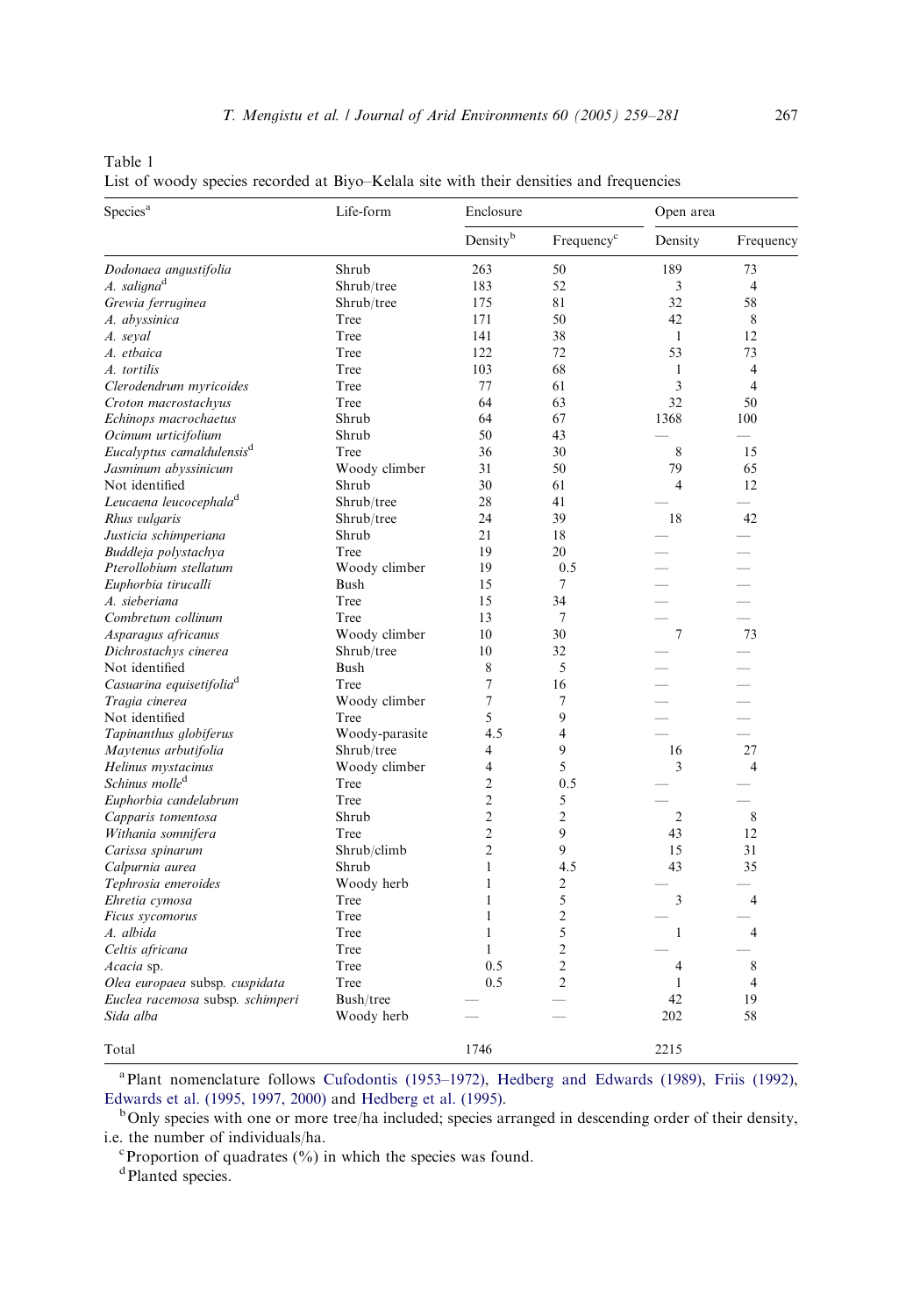Table 1
List of woody species recorded at Biyo–Kelala site with their densities and frequencies

| Species[a] | Life-form | Enclosure | | Open area | |
|---|---|---|---|---|---|
| | | Density[b] | Frequency[c] | Density | Frequency |
| *Dodonaea angustifolia* | Shrub | 263 | 50 | 189 | 73 |
| *A. saligna*[d] | Shrub/tree | 183 | 52 | 3 | 4 |
| *Grewia ferruginea* | Shrub/tree | 175 | 81 | 32 | 58 |
| *A. abyssinica* | Tree | 171 | 50 | 42 | 8 |
| *A. seyal* | Tree | 141 | 38 | 1 | 12 |
| *A. etbaica* | Tree | 122 | 72 | 53 | 73 |
| *A. tortilis* | Tree | 103 | 68 | 1 | 4 |
| *Clerodendrum myricoides* | Tree | 77 | 61 | 3 | 4 |
| *Croton macrostachyus* | Tree | 64 | 63 | 32 | 50 |
| *Echinops macrochaetus* | Shrub | 64 | 67 | 1368 | 100 |
| *Ocimum urticifolium* | Shrub | 50 | 43 | — | — |
| *Eucalyptus camaldulensis*[d] | Tree | 36 | 30 | 8 | 15 |
| *Jasminum abyssinicum* | Woody climber | 31 | 50 | 79 | 65 |
| Not identified | Shrub | 30 | 61 | 4 | 12 |
| *Leucaena leucocephala*[d] | Shrub/tree | 28 | 41 | — | — |
| *Rhus vulgaris* | Shrub/tree | 24 | 39 | 18 | 42 |
| *Justicia schimperiana* | Shrub | 21 | 18 | — | — |
| *Buddleja polystachya* | Tree | 19 | 20 | — | — |
| *Pterollobium stellatum* | Woody climber | 19 | 0.5 | — | — |
| *Euphorbia tirucalli* | Bush | 15 | 7 | — | — |
| *A. sieberiana* | Tree | 15 | 34 | — | — |
| *Combretum collinum* | Tree | 13 | 7 | — | — |
| *Asparagus africanus* | Woody climber | 10 | 30 | 7 | 73 |
| *Dichrostachys cinerea* | Shrub/tree | 10 | 32 | — | — |
| Not identified | Bush | 8 | 5 | — | — |
| *Casuarina equisetifolia*[d] | Tree | 7 | 16 | — | — |
| *Tragia cinerea* | Woody climber | 7 | 7 | — | — |
| Not identified | Tree | 5 | 9 | — | — |
| *Tapinanthus globiferus* | Woody-parasite | 4.5 | 4 | — | — |
| *Maytenus arbutifolia* | Shrub/tree | 4 | 9 | 16 | 27 |
| *Helinus mystacinus* | Woody climber | 4 | 5 | 3 | 4 |
| *Schinus molle*[d] | Tree | 2 | 0.5 | — | — |
| *Euphorbia candelabrum* | Tree | 2 | 5 | — | — |
| *Capparis tomentosa* | Shrub | 2 | 2 | 2 | 8 |
| *Withania somnifera* | Tree | 2 | 9 | 43 | 12 |
| *Carissa spinarum* | Shrub/climb | 2 | 9 | 15 | 31 |
| *Calpurnia aurea* | Shrub | 1 | 4.5 | 43 | 35 |
| *Tephrosia emeroides* | Woody herb | 1 | 2 | — | — |
| *Ehretia cymosa* | Tree | 1 | 5 | 3 | 4 |
| *Ficus sycomorus* | Tree | 1 | 2 | — | — |
| *A. albida* | Tree | 1 | 5 | 1 | 4 |
| *Celtis africana* | Tree | 1 | 2 | — | — |
| *Acacia* sp. | Tree | 0.5 | 2 | 4 | 8 |
| *Olea europaea* subsp. *cuspidata* | Tree | 0.5 | 2 | 1 | 4 |
| *Euclea racemosa* subsp. *schimperi* | Bush/tree | — | — | 42 | 19 |
| *Sida alba* | Woody herb | — | — | 202 | 58 |
| Total | | 1746 | | 2215 | |

[a] Plant nomenclature follows Cufodontis (1953–1972), Hedberg and Edwards (1989), Friis (1992), Edwards et al. (1995, 1997, 2000) and Hedberg et al. (1995).

[b] Only species with one or more tree/ha included; species arranged in descending order of their density, i.e. the number of individuals/ha.

[c] Proportion of quadrates (%) in which the species was found.

[d] Planted species.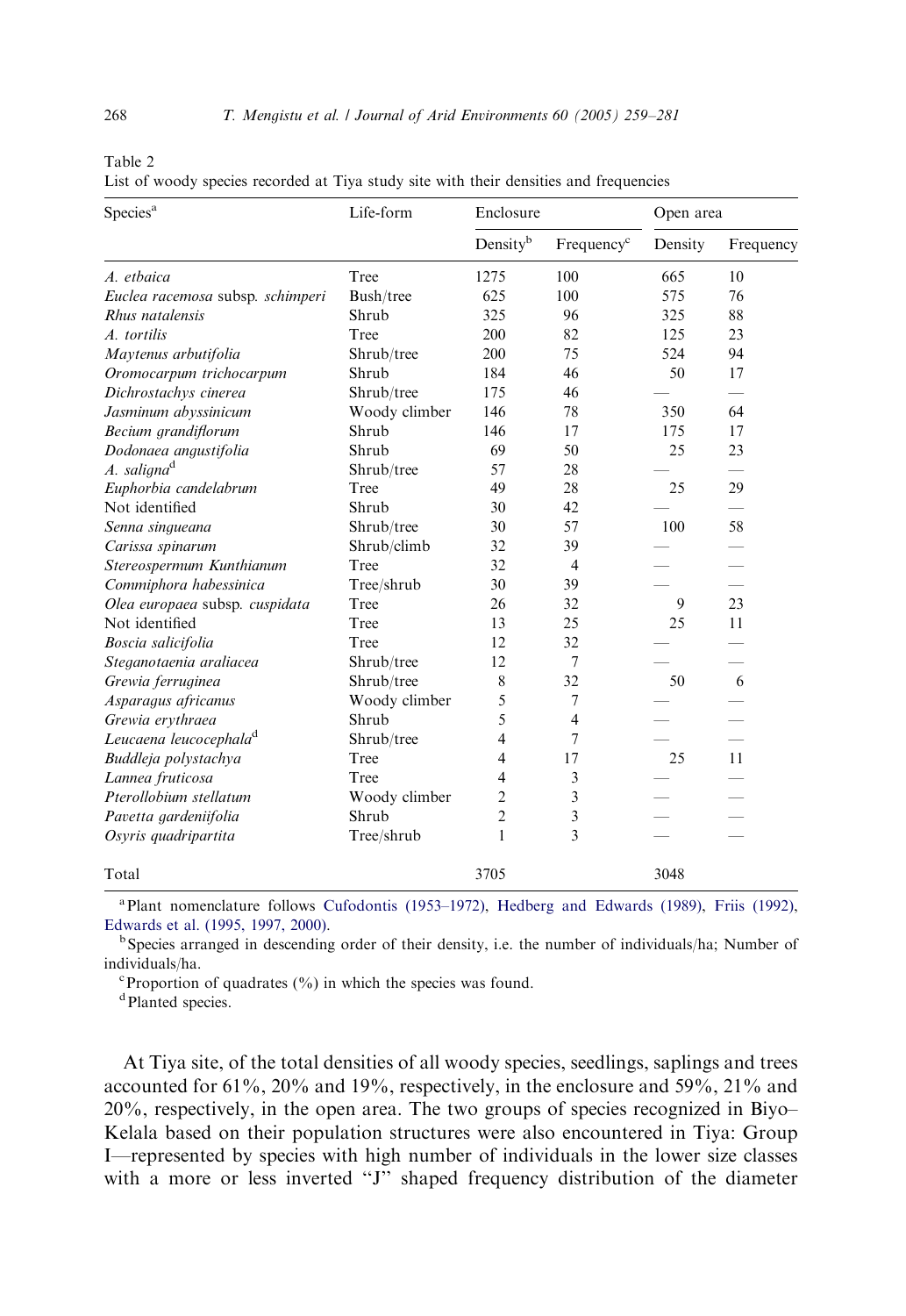Table 2
List of woody species recorded at Tiya study site with their densities and frequencies

| Species[a] | Life-form | Enclosure | | Open area | |
|---|---|---|---|---|---|
| | | Density[b] | Frequency[c] | Density | Frequency |
| *A. etbaica* | Tree | 1275 | 100 | 665 | 10 |
| *Euclea racemosa* subsp. *schimperi* | Bush/tree | 625 | 100 | 575 | 76 |
| *Rhus natalensis* | Shrub | 325 | 96 | 325 | 88 |
| *A. tortilis* | Tree | 200 | 82 | 125 | 23 |
| *Maytenus arbutifolia* | Shrub/tree | 200 | 75 | 524 | 94 |
| *Oromocarpum trichocarpum* | Shrub | 184 | 46 | 50 | 17 |
| *Dichrostachys cinerea* | Shrub/tree | 175 | 46 | — | — |
| *Jasminum abyssinicum* | Woody climber | 146 | 78 | 350 | 64 |
| *Becium grandiflorum* | Shrub | 146 | 17 | 175 | 17 |
| *Dodonaea angustifolia* | Shrub | 69 | 50 | 25 | 23 |
| *A. saligna*[d] | Shrub/tree | 57 | 28 | — | — |
| *Euphorbia candelabrum* | Tree | 49 | 28 | 25 | 29 |
| Not identified | Shrub | 30 | 42 | — | — |
| *Senna singueana* | Shrub/tree | 30 | 57 | 100 | 58 |
| *Carissa spinarum* | Shrub/climb | 32 | 39 | — | — |
| *Stereospermum Kunthianum* | Tree | 32 | 4 | — | — |
| *Commiphora habessinica* | Tree/shrub | 30 | 39 | — | — |
| *Olea europaea* subsp. *cuspidata* | Tree | 26 | 32 | 9 | 23 |
| Not identified | Tree | 13 | 25 | 25 | 11 |
| *Boscia salicifolia* | Tree | 12 | 32 | — | — |
| *Steganotaenia araliacea* | Shrub/tree | 12 | 7 | — | — |
| *Grewia ferruginea* | Shrub/tree | 8 | 32 | 50 | 6 |
| *Asparagus africanus* | Woody climber | 5 | 7 | — | — |
| *Grewia erythraea* | Shrub | 5 | 4 | — | — |
| *Leucaena leucocephala*[d] | Shrub/tree | 4 | 7 | — | — |
| *Buddleja polystachya* | Tree | 4 | 17 | 25 | 11 |
| *Lannea fruticosa* | Tree | 4 | 3 | — | — |
| *Pterollobium stellatum* | Woody climber | 2 | 3 | — | — |
| *Pavetta gardeniifolia* | Shrub | 2 | 3 | — | — |
| *Osyris quadripartita* | Tree/shrub | 1 | 3 | — | — |
| Total | | 3705 | | 3048 | |

[a] Plant nomenclature follows Cufodontis (1953–1972), Hedberg and Edwards (1989), Friis (1992), Edwards et al. (1995, 1997, 2000).

[b] Species arranged in descending order of their density, i.e. the number of individuals/ha; Number of individuals/ha.

[c] Proportion of quadrates (%) in which the species was found.

[d] Planted species.

At Tiya site, of the total densities of all woody species, seedlings, saplings and trees accounted for 61%, 20% and 19%, respectively, in the enclosure and 59%, 21% and 20%, respectively, in the open area. The two groups of species recognized in Biyo–Kelala based on their population structures were also encountered in Tiya: Group I—represented by species with high number of individuals in the lower size classes with a more or less inverted "J" shaped frequency distribution of the diameter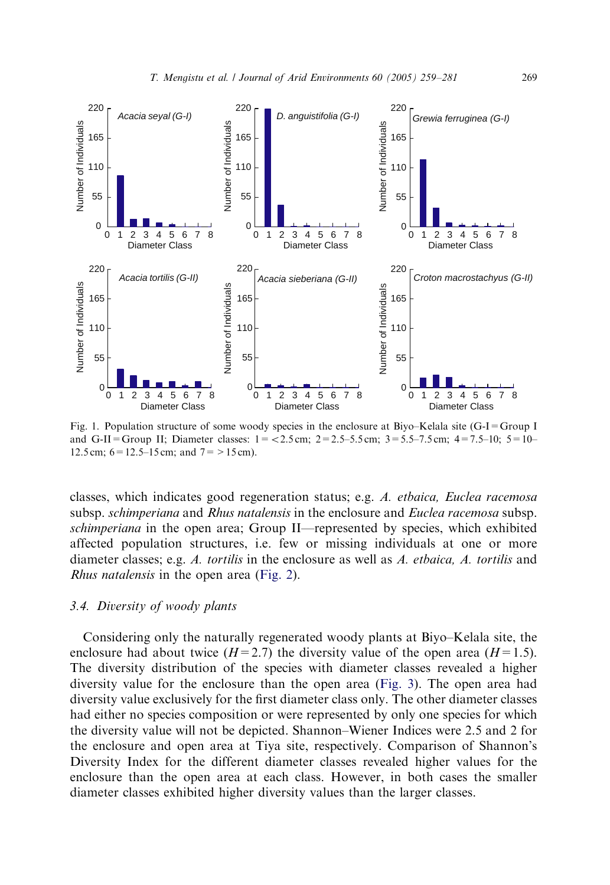Fig. 1. Population structure of some woody species in the enclosure at Biyo–Kelala site (G-I = Group I and G-II = Group II; Diameter classes: 1 = <2.5 cm; 2 = 2.5–5.5 cm; 3 = 5.5–7.5 cm; 4 = 7.5–10; 5 = 10–12.5 cm; 6 = 12.5–15 cm; and 7 = >15 cm).

classes, which indicates good regeneration status; e.g. *A. etbaica, Euclea racemosa* subsp. *schimperiana* and *Rhus natalensis* in the enclosure and *Euclea racemosa* subsp. *schimperiana* in the open area; Group II—represented by species, which exhibited affected population structures, i.e. few or missing individuals at one or more diameter classes; e.g. *A. tortilis* in the enclosure as well as *A. etbaica, A. tortilis* and *Rhus natalensis* in the open area (Fig. 2).

### 3.4. Diversity of woody plants

Considering only the naturally regenerated woody plants at Biyo–Kelala site, the enclosure had about twice ($H = 2.7$) the diversity value of the open area ($H = 1.5$). The diversity distribution of the species with diameter classes revealed a higher diversity value for the enclosure than the open area (Fig. 3). The open area had diversity value exclusively for the first diameter class only. The other diameter classes had either no species composition or were represented by only one species for which the diversity value will not be depicted. Shannon–Wiener Indices were 2.5 and 2 for the enclosure and open area at Tiya site, respectively. Comparison of Shannon's Diversity Index for the different diameter classes revealed higher values for the enclosure than the open area at each class. However, in both cases the smaller diameter classes exhibited higher diversity values than the larger classes.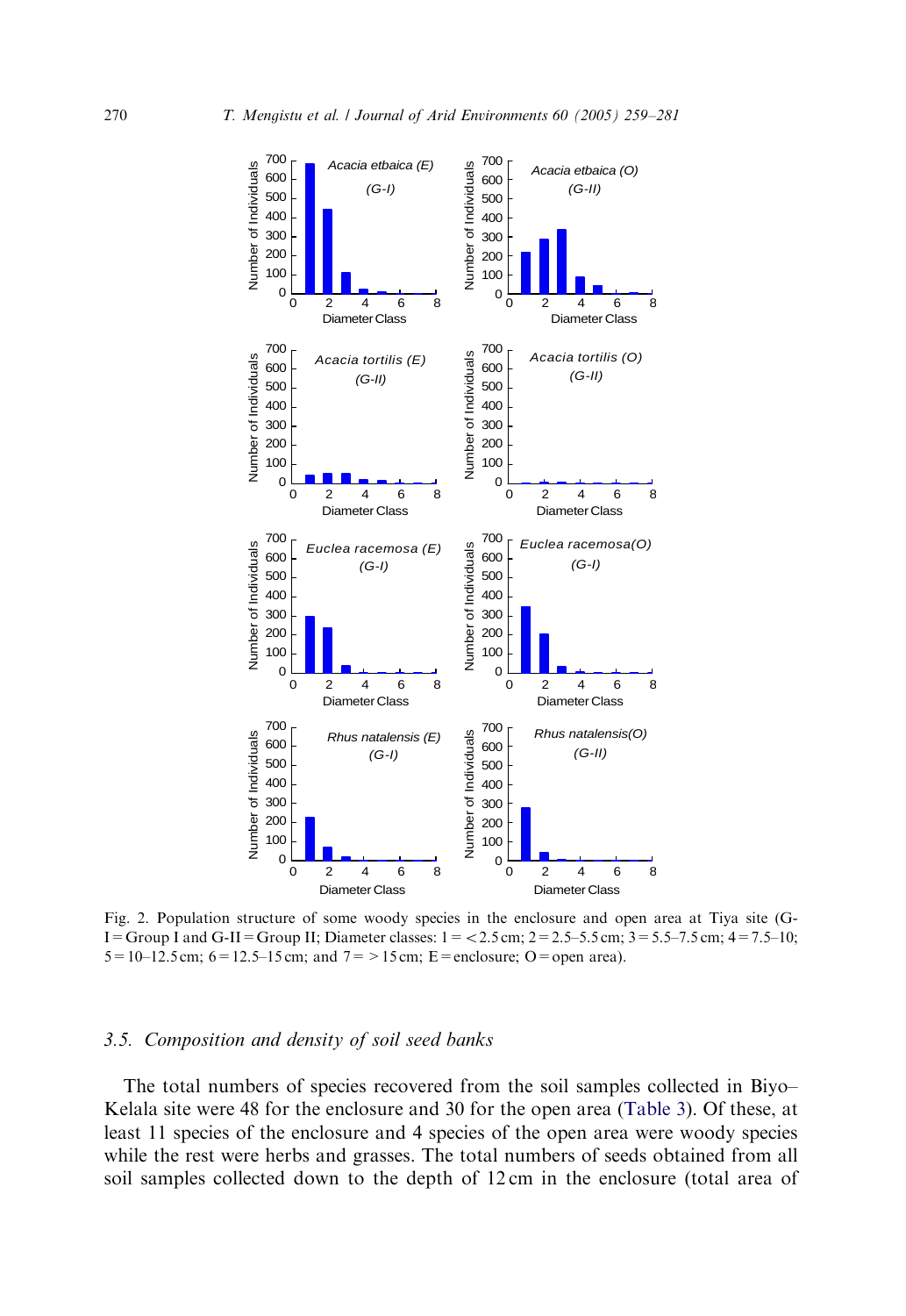Fig. 2. Population structure of some woody species in the enclosure and open area at Tiya site (G-I = Group I and G-II = Group II; Diameter classes: 1 = <2.5 cm; 2 = 2.5–5.5 cm; 3 = 5.5–7.5 cm; 4 = 7.5–10; 5 = 10–12.5 cm; 6 = 12.5–15 cm; and 7 = >15 cm; E = enclosure; O = open area).

### 3.5. Composition and density of soil seed banks

The total numbers of species recovered from the soil samples collected in Biyo–Kelala site were 48 for the enclosure and 30 for the open area (Table 3). Of these, at least 11 species of the enclosure and 4 species of the open area were woody species while the rest were herbs and grasses. The total numbers of seeds obtained from all soil samples collected down to the depth of 12 cm in the enclosure (total area of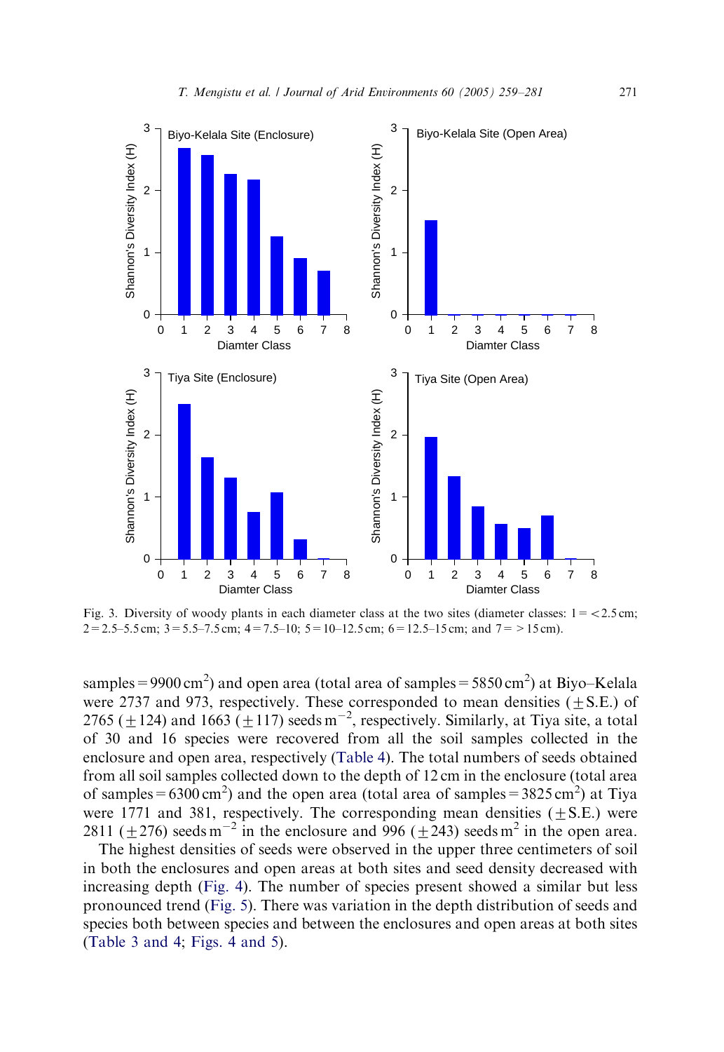Fig. 3. Diversity of woody plants in each diameter class at the two sites (diameter classes: 1 = <2.5 cm; 2 = 2.5–5.5 cm; 3 = 5.5–7.5 cm; 4 = 7.5–10; 5 = 10–12.5 cm; 6 = 12.5–15 cm; and 7 = >15 cm).

samples = 9900 cm$^2$) and open area (total area of samples = 5850 cm$^2$) at Biyo–Kelala were 2737 and 973, respectively. These corresponded to mean densities ($\pm$S.E.) of 2765 ($\pm$124) and 1663 ($\pm$117) seeds m$^{-2}$, respectively. Similarly, at Tiya site, a total of 30 and 16 species were recovered from all the soil samples collected in the enclosure and open area, respectively (Table 4). The total numbers of seeds obtained from all soil samples collected down to the depth of 12 cm in the enclosure (total area of samples = 6300 cm$^2$) and the open area (total area of samples = 3825 cm$^2$) at Tiya were 1771 and 381, respectively. The corresponding mean densities ($\pm$S.E.) were 2811 ($\pm$276) seeds m$^{-2}$ in the enclosure and 996 ($\pm$243) seeds m$^2$ in the open area.

The highest densities of seeds were observed in the upper three centimeters of soil in both the enclosures and open areas at both sites and seed density decreased with increasing depth (Fig. 4). The number of species present showed a similar but less pronounced trend (Fig. 5). There was variation in the depth distribution of seeds and species both between species and between the enclosures and open areas at both sites (Table 3 and 4; Figs. 4 and 5).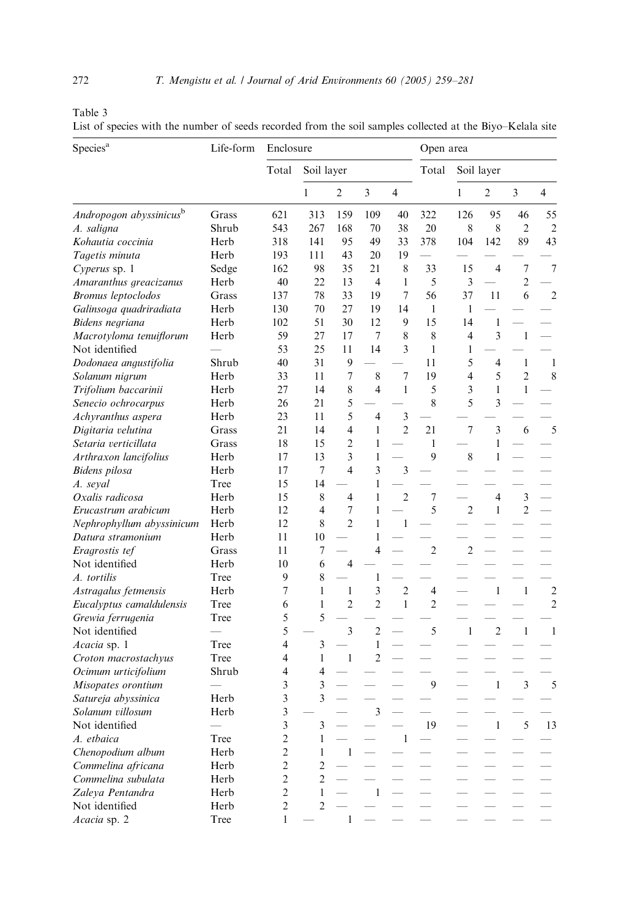Table 3
List of species with the number of seeds recorded from the soil samples collected at the Biyo–Kelala site

| Species[a] | Life-form | Enclosure | | | | | Open area | | | | |
|---|---|---|---|---|---|---|---|---|---|---|---|
| | | Total | Soil layer | | | | Total | Soil layer | | | |
| | | | 1 | 2 | 3 | 4 | | 1 | 2 | 3 | 4 |
| *Andropogon abyssinicus*[b] | Grass | 621 | 313 | 159 | 109 | 40 | 322 | 126 | 95 | 46 | 55 |
| *A. saligna* | Shrub | 543 | 267 | 168 | 70 | 38 | 20 | 8 | 8 | 2 | 2 |
| *Kohautia coccinia* | Herb | 318 | 141 | 95 | 49 | 33 | 378 | 104 | 142 | 89 | 43 |
| *Tagetis minuta* | Herb | 193 | 111 | 43 | 20 | 19 | — | — | — | — | — |
| *Cyperus* sp. 1 | Sedge | 162 | 98 | 35 | 21 | 8 | 33 | 15 | 4 | 7 | 7 |
| *Amaranthus greacizanus* | Herb | 40 | 22 | 13 | 4 | 1 | 5 | 3 | — | 2 | — |
| *Bromus leptoclodos* | Grass | 137 | 78 | 33 | 19 | 7 | 56 | 37 | 11 | 6 | 2 |
| *Galinsoga quadriradiata* | Herb | 130 | 70 | 27 | 19 | 14 | 1 | 1 | — | — | — |
| *Bidens negriana* | Herb | 102 | 51 | 30 | 12 | 9 | 15 | 14 | 1 | — | — |
| *Macrotyloma tenuiflorum* | Herb | 59 | 27 | 17 | 7 | 8 | 8 | 4 | 3 | 1 | — |
| Not identified | — | 53 | 25 | 11 | 14 | 3 | 1 | 1 | — | — | — |
| *Dodonaea angustifolia* | Shrub | 40 | 31 | 9 | — | — | 11 | 5 | 4 | 1 | 1 |
| *Solanum nigrum* | Herb | 33 | 11 | 7 | 8 | 7 | 19 | 4 | 5 | 2 | 8 |
| *Trifolium baccarinii* | Herb | 27 | 14 | 8 | 4 | 1 | 5 | 3 | 1 | 1 | — |
| *Senecio ochrocarpus* | Herb | 26 | 21 | 5 | — | — | 8 | 5 | 3 | — | — |
| *Achyranthus aspera* | Herb | 23 | 11 | 5 | 4 | 3 | — | — | — | — | — |
| *Digitaria velutina* | Grass | 21 | 14 | 4 | 1 | 2 | 21 | 7 | 3 | 6 | 5 |
| *Setaria verticillata* | Grass | 18 | 15 | 2 | 1 | — | 1 | — | 1 | — | — |
| *Arthraxon lancifolius* | Herb | 17 | 13 | 3 | 1 | — | 9 | 8 | 1 | — | — |
| *Bidens pilosa* | Herb | 17 | 7 | 4 | 3 | 3 | — | — | — | — | — |
| *A. seyal* | Tree | 15 | 14 | — | 1 | — | — | — | — | — | — |
| *Oxalis radicosa* | Herb | 15 | 8 | 4 | 1 | 2 | 7 | — | 4 | 3 | — |
| *Erucastrum arabicum* | Herb | 12 | 4 | 7 | 1 | — | 5 | 2 | 1 | 2 | — |
| *Nephrophyllum abyssinicum* | Herb | 12 | 8 | 2 | 1 | 1 | — | — | — | — | — |
| *Datura stramonium* | Herb | 11 | 10 | — | 1 | — | — | — | — | — | — |
| *Eragrostis tef* | Grass | 11 | 7 | — | 4 | — | 2 | 2 | — | — | — |
| Not identified | Herb | 10 | 6 | 4 | — | — | — | — | — | — | — |
| *A. tortilis* | Tree | 9 | 8 | — | 1 | — | — | — | — | — | — |
| *Astragalus fetmensis* | Herb | 7 | 1 | 1 | 3 | 2 | 4 | — | 1 | 1 | 2 |
| *Eucalyptus camaldulensis* | Tree | 6 | 1 | 2 | 2 | 1 | 2 | — | — | — | 2 |
| *Grewia ferrugenia* | Tree | 5 | 5 | — | — | — | — | — | — | — | — |
| Not identified | — | 5 | — | 3 | 2 | — | 5 | 1 | 2 | 1 | 1 |
| *Acacia* sp. 1 | Tree | 4 | 3 | — | 1 | — | — | — | — | — | — |
| *Croton macrostachyus* | Tree | 4 | 1 | 1 | 2 | — | — | — | — | — | — |
| *Ocimum urticifolium* | Shrub | 4 | 4 | — | — | — | — | — | — | — | — |
| *Misopates orontium* | — | 3 | 3 | — | — | — | 9 | — | 1 | 3 | 5 |
| *Satureja abyssinica* | Herb | 3 | 3 | — | — | — | — | — | — | — | — |
| *Solanum villosum* | Herb | 3 | — | — | 3 | — | — | — | — | — | — |
| Not identified | — | 3 | 3 | — | — | — | 19 | — | 1 | 5 | 13 |
| *A. etbaica* | Tree | 2 | 1 | — | — | 1 | — | — | — | — | — |
| *Chenopodium album* | Herb | 2 | 1 | 1 | — | — | — | — | — | — | — |
| *Commelina africana* | Herb | 2 | 2 | — | — | — | — | — | — | — | — |
| *Commelina subulata* | Herb | 2 | 2 | — | — | — | — | — | — | — | — |
| *Zaleya Pentandra* | Herb | 2 | 1 | — | 1 | — | — | — | — | — | — |
| Not identified | Herb | 2 | 2 | — | — | — | — | — | — | — | — |
| *Acacia* sp. 2 | Tree | 1 | — | 1 | — | — | — | — | — | — | — |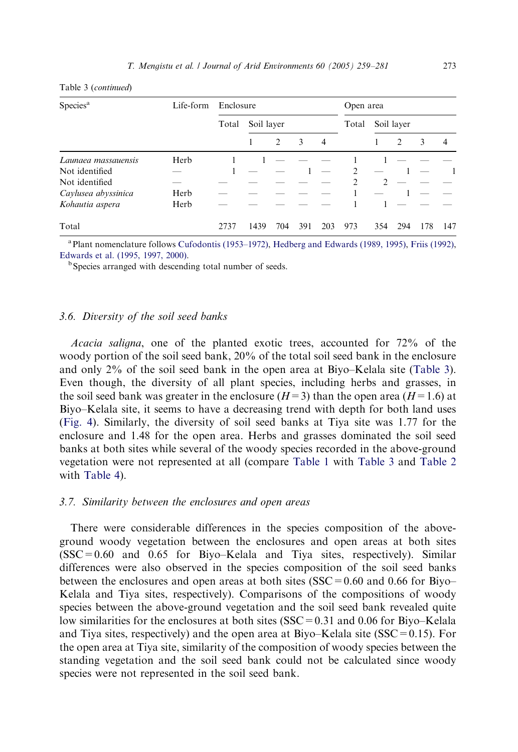Table 3 (*continued*)

| Species[a] | Life-form | Enclosure | | | | | Open area | | | | |
|---|---|---|---|---|---|---|---|---|---|---|---|
| | | Total | Soil layer | | | | Total | Soil layer | | | |
| | | | 1 | 2 | 3 | 4 | | 1 | 2 | 3 | 4 |
| *Launaea massauensis* | Herb | 1 | 1 | — | — | — | 1 | 1 | — | — | — |
| Not identified | — | 1 | — | — | 1 | — | 2 | — | 1 | — | 1 |
| Not identified | — | — | — | — | — | — | 2 | 2 | — | — | — |
| *Caylusea abyssinica* | Herb | — | — | — | — | — | 1 | — | 1 | — | — |
| *Kohautia aspera* | Herb | — | — | — | — | — | 1 | 1 | — | — | — |
| Total | | 2737 | 1439 | 704 | 391 | 203 | 973 | 354 | 294 | 178 | 147 |

[a] Plant nomenclature follows Cufodontis (1953–1972), Hedberg and Edwards (1989, 1995), Friis (1992), Edwards et al. (1995, 1997, 2000).

[b] Species arranged with descending total number of seeds.

### 3.6. Diversity of the soil seed banks

*Acacia saligna*, one of the planted exotic trees, accounted for 72% of the woody portion of the soil seed bank, 20% of the total soil seed bank in the enclosure and only 2% of the soil seed bank in the open area at Biyo–Kelala site (Table 3). Even though, the diversity of all plant species, including herbs and grasses, in the soil seed bank was greater in the enclosure ($H = 3$) than the open area ($H = 1.6$) at Biyo–Kelala site, it seems to have a decreasing trend with depth for both land uses (Fig. 4). Similarly, the diversity of soil seed banks at Tiya site was 1.77 for the enclosure and 1.48 for the open area. Herbs and grasses dominated the soil seed banks at both sites while several of the woody species recorded in the above-ground vegetation were not represented at all (compare Table 1 with Table 3 and Table 2 with Table 4).

### 3.7. Similarity between the enclosures and open areas

There were considerable differences in the species composition of the above-ground woody vegetation between the enclosures and open areas at both sites (SSC = 0.60 and 0.65 for Biyo–Kelala and Tiya sites, respectively). Similar differences were also observed in the species composition of the soil seed banks between the enclosures and open areas at both sites (SSC = 0.60 and 0.66 for Biyo–Kelala and Tiya sites, respectively). Comparisons of the compositions of woody species between the above-ground vegetation and the soil seed bank revealed quite low similarities for the enclosures at both sites (SSC = 0.31 and 0.06 for Biyo–Kelala and Tiya sites, respectively) and the open area at Biyo–Kelala site (SSC = 0.15). For the open area at Tiya site, similarity of the composition of woody species between the standing vegetation and the soil seed bank could not be calculated since woody species were not represented in the soil seed bank.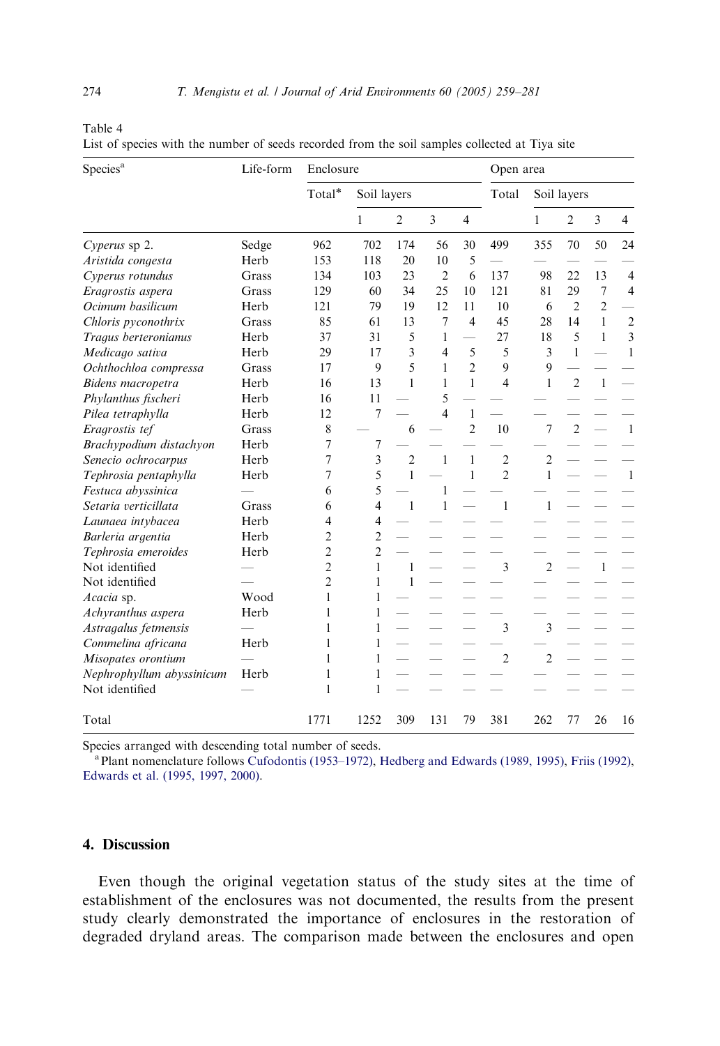Table 4

List of species with the number of seeds recorded from the soil samples collected at Tiya site

| Species[a] | Life-form | Enclosure | | | | | Open area | | | | |
|---|---|---|---|---|---|---|---|---|---|---|---|
| | | Total* | Soil layers | | | | Total | Soil layers | | | |
| | | | 1 | 2 | 3 | 4 | | 1 | 2 | 3 | 4 |
| *Cyperus* sp 2. | Sedge | 962 | 702 | 174 | 56 | 30 | 499 | 355 | 70 | 50 | 24 |
| *Aristida congesta* | Herb | 153 | 118 | 20 | 10 | 5 | — | — | — | — | — |
| *Cyperus rotundus* | Grass | 134 | 103 | 23 | 2 | 6 | 137 | 98 | 22 | 13 | 4 |
| *Eragrostis aspera* | Grass | 129 | 60 | 34 | 25 | 10 | 121 | 81 | 29 | 7 | 4 |
| *Ocimum basilicum* | Herb | 121 | 79 | 19 | 12 | 11 | 10 | 6 | 2 | 2 | — |
| *Chloris pyconothrix* | Grass | 85 | 61 | 13 | 7 | 4 | 45 | 28 | 14 | 1 | 2 |
| *Tragus berteronianus* | Herb | 37 | 31 | 5 | 1 | — | 27 | 18 | 5 | 1 | 3 |
| *Medicago sativa* | Herb | 29 | 17 | 3 | 4 | 5 | 5 | 3 | 1 | — | 1 |
| *Ochthochloa compressa* | Grass | 17 | 9 | 5 | 1 | 2 | 9 | 9 | — | — | — |
| *Bidens macropetra* | Herb | 16 | 13 | 1 | 1 | 1 | 4 | 1 | 2 | 1 | — |
| *Phylanthus fischeri* | Herb | 16 | 11 | — | 5 | — | — | — | — | — | — |
| *Pilea tetraphylla* | Herb | 12 | 7 | — | 4 | 1 | — | — | — | — | — |
| *Eragrostis tef* | Grass | 8 | — | 6 | — | 2 | 10 | 7 | 2 | — | 1 |
| *Brachypodium distachyon* | Herb | 7 | 7 | — | — | — | — | — | — | — | — |
| *Senecio ochrocarpus* | Herb | 7 | 3 | 2 | 1 | 1 | 2 | 2 | — | — | — |
| *Tephrosia pentaphylla* | Herb | 7 | 5 | 1 | — | 1 | 2 | 1 | — | — | 1 |
| *Festuca abyssinica* | — | 6 | 5 | — | 1 | — | — | — | — | — | — |
| *Setaria verticillata* | Grass | 6 | 4 | 1 | 1 | — | 1 | 1 | — | — | — |
| *Launaea intybacea* | Herb | 4 | 4 | — | — | — | — | — | — | — | — |
| *Barleria argentia* | Herb | 2 | 2 | — | — | — | — | — | — | — | — |
| *Tephrosia emeroides* | Herb | 2 | 2 | — | — | — | — | — | — | — | — |
| Not identified | — | 2 | 1 | 1 | — | — | 3 | 2 | — | 1 | — |
| Not identified | — | 2 | 1 | 1 | — | — | — | — | — | — | — |
| *Acacia* sp. | Wood | 1 | 1 | — | — | — | — | — | — | — | — |
| *Achyranthus aspera* | Herb | 1 | 1 | — | — | — | — | — | — | — | — |
| *Astragalus fetmensis* | — | 1 | 1 | — | — | — | 3 | 3 | — | — | — |
| *Commelina africana* | Herb | 1 | 1 | — | — | — | — | — | — | — | — |
| *Misopates orontium* | — | 1 | 1 | — | — | — | 2 | 2 | — | — | — |
| *Nephrophyllum abyssinicum* | Herb | 1 | 1 | — | — | — | — | — | — | — | — |
| Not identified | — | 1 | 1 | — | — | — | — | — | — | — | — |
| Total | | 1771 | 1252 | 309 | 131 | 79 | 381 | 262 | 77 | 26 | 16 |

Species arranged with descending total number of seeds.

[a] Plant nomenclature follows Cufodontis (1953–1972), Hedberg and Edwards (1989, 1995), Friis (1992), Edwards et al. (1995, 1997, 2000).

## 4. Discussion

Even though the original vegetation status of the study sites at the time of establishment of the enclosures was not documented, the results from the present study clearly demonstrated the importance of enclosures in the restoration of degraded dryland areas. The comparison made between the enclosures and open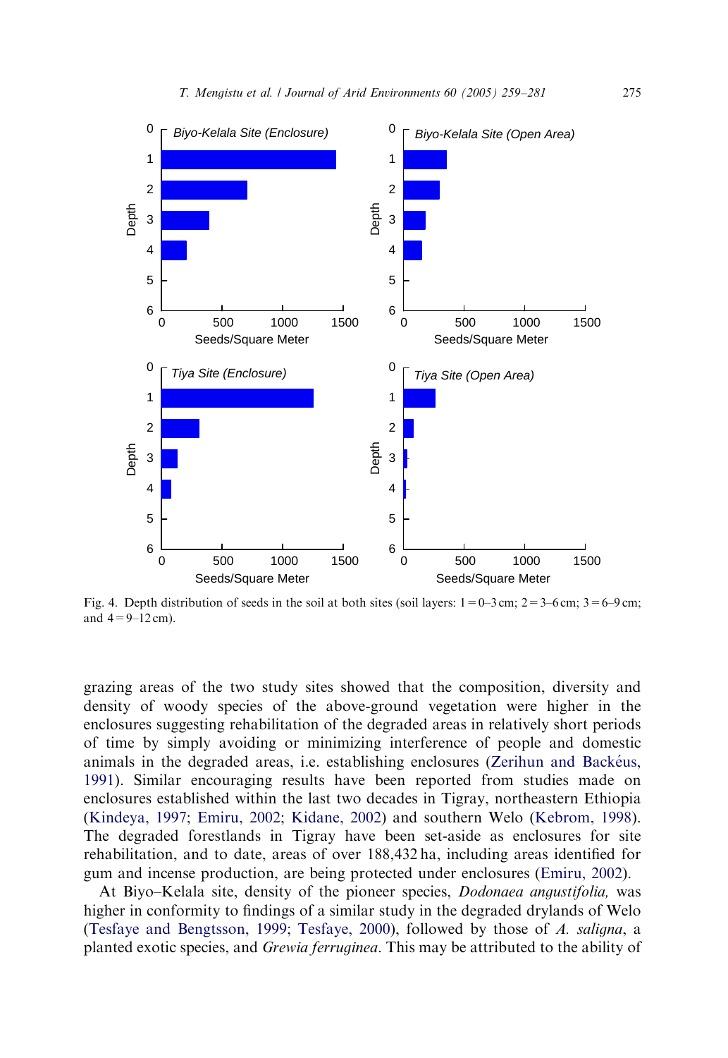Fig. 4. Depth distribution of seeds in the soil at both sites (soil layers: 1 = 0–3 cm; 2 = 3–6 cm; 3 = 6–9 cm; and 4 = 9–12 cm).

grazing areas of the two study sites showed that the composition, diversity and density of woody species of the above-ground vegetation were higher in the enclosures suggesting rehabilitation of the degraded areas in relatively short periods of time by simply avoiding or minimizing interference of people and domestic animals in the degraded areas, i.e. establishing enclosures (Zerihun and Backéus, 1991). Similar encouraging results have been reported from studies made on enclosures established within the last two decades in Tigray, northeastern Ethiopia (Kindeya, 1997; Emiru, 2002; Kidane, 2002) and southern Welo (Kebrom, 1998). The degraded forestlands in Tigray have been set-aside as enclosures for site rehabilitation, and to date, areas of over 188,432 ha, including areas identified for gum and incense production, are being protected under enclosures (Emiru, 2002).

At Biyo–Kelala site, density of the pioneer species, *Dodonaea angustifolia,* was higher in conformity to findings of a similar study in the degraded drylands of Welo (Tesfaye and Bengtsson, 1999; Tesfaye, 2000), followed by those of *A. saligna*, a planted exotic species, and *Grewia ferruginea*. This may be attributed to the ability of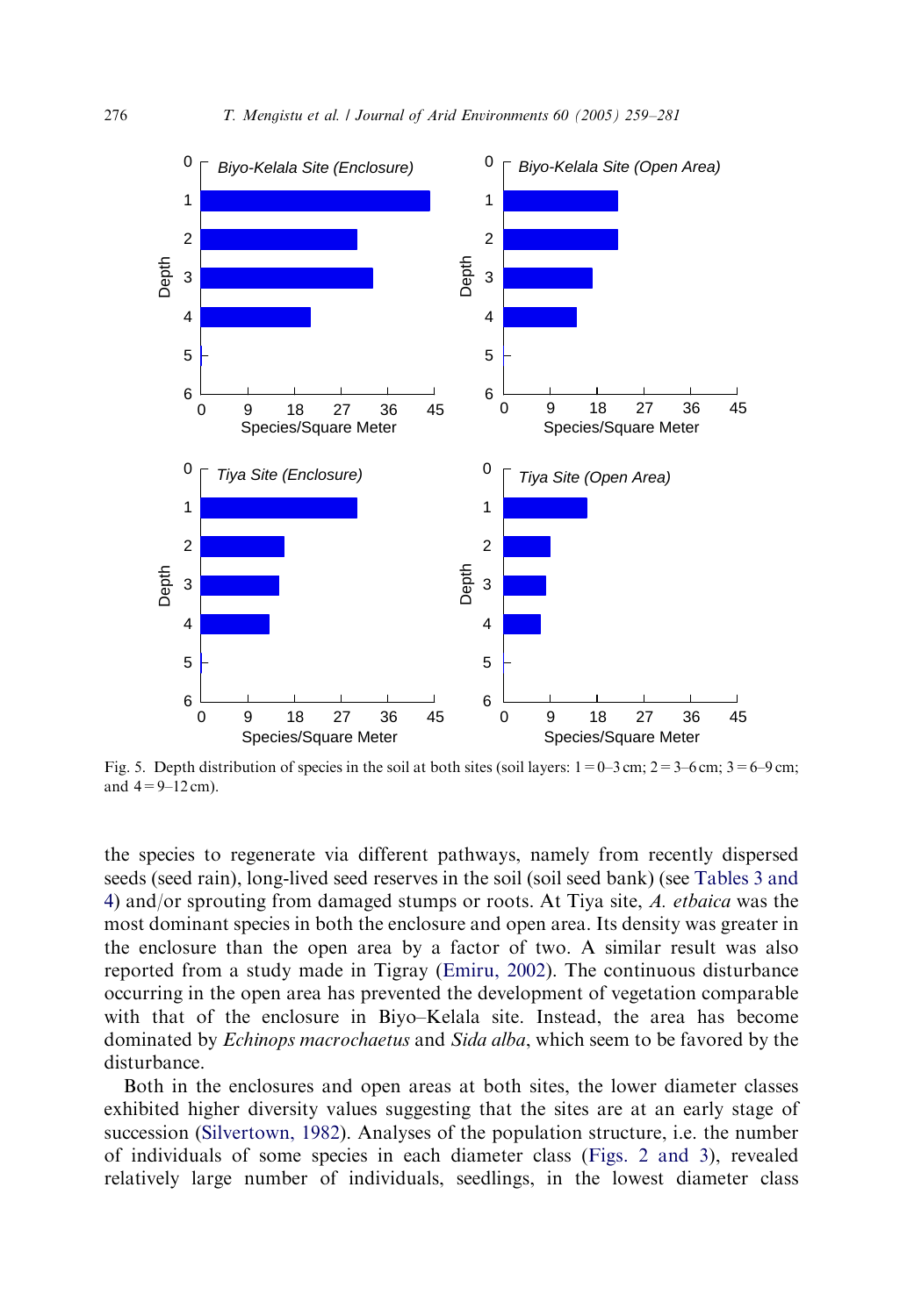Fig. 5. Depth distribution of species in the soil at both sites (soil layers: 1 = 0–3 cm; 2 = 3–6 cm; 3 = 6–9 cm; and 4 = 9–12 cm).

the species to regenerate via different pathways, namely from recently dispersed seeds (seed rain), long-lived seed reserves in the soil (soil seed bank) (see Tables 3 and 4) and/or sprouting from damaged stumps or roots. At Tiya site, *A. etbaica* was the most dominant species in both the enclosure and open area. Its density was greater in the enclosure than the open area by a factor of two. A similar result was also reported from a study made in Tigray (Emiru, 2002). The continuous disturbance occurring in the open area has prevented the development of vegetation comparable with that of the enclosure in Biyo–Kelala site. Instead, the area has become dominated by *Echinops macrochaetus* and *Sida alba*, which seem to be favored by the disturbance.

Both in the enclosures and open areas at both sites, the lower diameter classes exhibited higher diversity values suggesting that the sites are at an early stage of succession (Silvertown, 1982). Analyses of the population structure, i.e. the number of individuals of some species in each diameter class (Figs. 2 and 3), revealed relatively large number of individuals, seedlings, in the lowest diameter class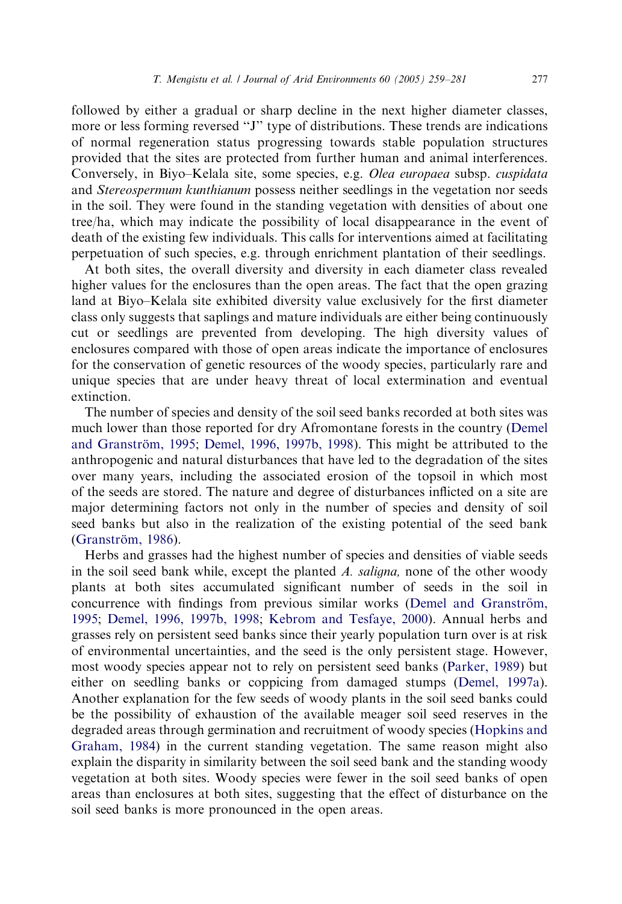followed by either a gradual or sharp decline in the next higher diameter classes, more or less forming reversed "J" type of distributions. These trends are indications of normal regeneration status progressing towards stable population structures provided that the sites are protected from further human and animal interferences. Conversely, in Biyo–Kelala site, some species, e.g. *Olea europaea* subsp. *cuspidata* and *Stereospermum kunthianum* possess neither seedlings in the vegetation nor seeds in the soil. They were found in the standing vegetation with densities of about one tree/ha, which may indicate the possibility of local disappearance in the event of death of the existing few individuals. This calls for interventions aimed at facilitating perpetuation of such species, e.g. through enrichment plantation of their seedlings.

At both sites, the overall diversity and diversity in each diameter class revealed higher values for the enclosures than the open areas. The fact that the open grazing land at Biyo–Kelala site exhibited diversity value exclusively for the first diameter class only suggests that saplings and mature individuals are either being continuously cut or seedlings are prevented from developing. The high diversity values of enclosures compared with those of open areas indicate the importance of enclosures for the conservation of genetic resources of the woody species, particularly rare and unique species that are under heavy threat of local extermination and eventual extinction.

The number of species and density of the soil seed banks recorded at both sites was much lower than those reported for dry Afromontane forests in the country (Demel and Granström, 1995; Demel, 1996, 1997b, 1998). This might be attributed to the anthropogenic and natural disturbances that have led to the degradation of the sites over many years, including the associated erosion of the topsoil in which most of the seeds are stored. The nature and degree of disturbances inflicted on a site are major determining factors not only in the number of species and density of soil seed banks but also in the realization of the existing potential of the seed bank (Granström, 1986).

Herbs and grasses had the highest number of species and densities of viable seeds in the soil seed bank while, except the planted *A. saligna,* none of the other woody plants at both sites accumulated significant number of seeds in the soil in concurrence with findings from previous similar works (Demel and Granström, 1995; Demel, 1996, 1997b, 1998; Kebrom and Tesfaye, 2000). Annual herbs and grasses rely on persistent seed banks since their yearly population turn over is at risk of environmental uncertainties, and the seed is the only persistent stage. However, most woody species appear not to rely on persistent seed banks (Parker, 1989) but either on seedling banks or coppicing from damaged stumps (Demel, 1997a). Another explanation for the few seeds of woody plants in the soil seed banks could be the possibility of exhaustion of the available meager soil seed reserves in the degraded areas through germination and recruitment of woody species (Hopkins and Graham, 1984) in the current standing vegetation. The same reason might also explain the disparity in similarity between the soil seed bank and the standing woody vegetation at both sites. Woody species were fewer in the soil seed banks of open areas than enclosures at both sites, suggesting that the effect of disturbance on the soil seed banks is more pronounced in the open areas.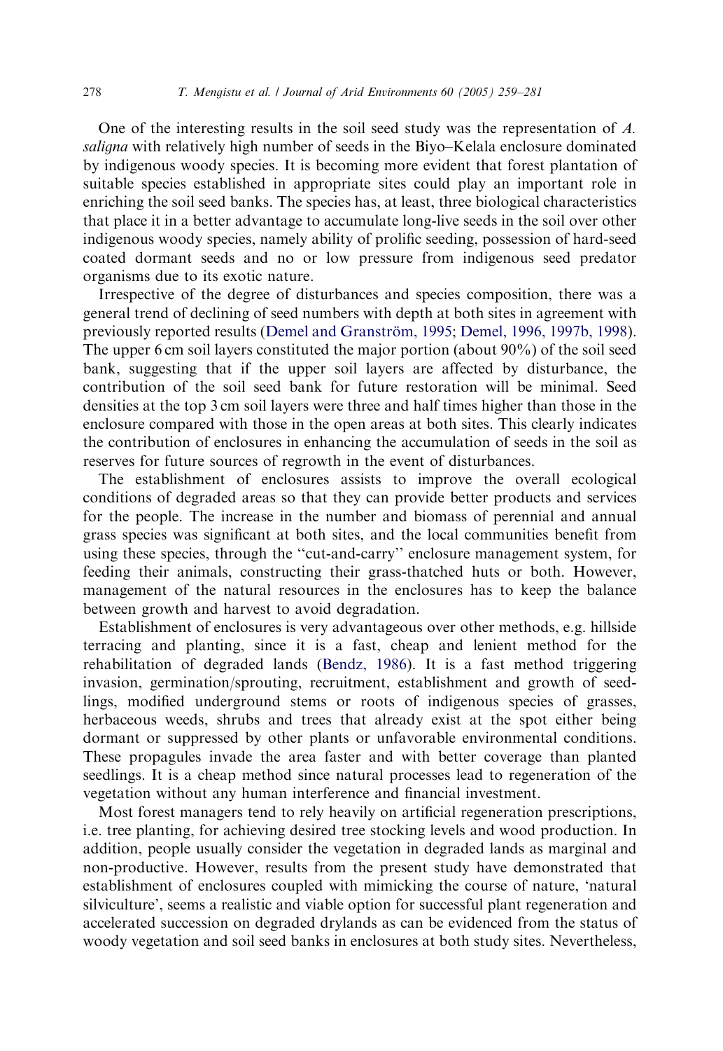One of the interesting results in the soil seed study was the representation of *A. saligna* with relatively high number of seeds in the Biyo–Kelala enclosure dominated by indigenous woody species. It is becoming more evident that forest plantation of suitable species established in appropriate sites could play an important role in enriching the soil seed banks. The species has, at least, three biological characteristics that place it in a better advantage to accumulate long-live seeds in the soil over other indigenous woody species, namely ability of prolific seeding, possession of hard-seed coated dormant seeds and no or low pressure from indigenous seed predator organisms due to its exotic nature.

Irrespective of the degree of disturbances and species composition, there was a general trend of declining of seed numbers with depth at both sites in agreement with previously reported results (Demel and Granström, 1995; Demel, 1996, 1997b, 1998). The upper 6 cm soil layers constituted the major portion (about 90%) of the soil seed bank, suggesting that if the upper soil layers are affected by disturbance, the contribution of the soil seed bank for future restoration will be minimal. Seed densities at the top 3 cm soil layers were three and half times higher than those in the enclosure compared with those in the open areas at both sites. This clearly indicates the contribution of enclosures in enhancing the accumulation of seeds in the soil as reserves for future sources of regrowth in the event of disturbances.

The establishment of enclosures assists to improve the overall ecological conditions of degraded areas so that they can provide better products and services for the people. The increase in the number and biomass of perennial and annual grass species was significant at both sites, and the local communities benefit from using these species, through the "cut-and-carry" enclosure management system, for feeding their animals, constructing their grass-thatched huts or both. However, management of the natural resources in the enclosures has to keep the balance between growth and harvest to avoid degradation.

Establishment of enclosures is very advantageous over other methods, e.g. hillside terracing and planting, since it is a fast, cheap and lenient method for the rehabilitation of degraded lands (Bendz, 1986). It is a fast method triggering invasion, germination/sprouting, recruitment, establishment and growth of seedlings, modified underground stems or roots of indigenous species of grasses, herbaceous weeds, shrubs and trees that already exist at the spot either being dormant or suppressed by other plants or unfavorable environmental conditions. These propagules invade the area faster and with better coverage than planted seedlings. It is a cheap method since natural processes lead to regeneration of the vegetation without any human interference and financial investment.

Most forest managers tend to rely heavily on artificial regeneration prescriptions, i.e. tree planting, for achieving desired tree stocking levels and wood production. In addition, people usually consider the vegetation in degraded lands as marginal and non-productive. However, results from the present study have demonstrated that establishment of enclosures coupled with mimicking the course of nature, 'natural silviculture', seems a realistic and viable option for successful plant regeneration and accelerated succession on degraded drylands as can be evidenced from the status of woody vegetation and soil seed banks in enclosures at both study sites. Nevertheless,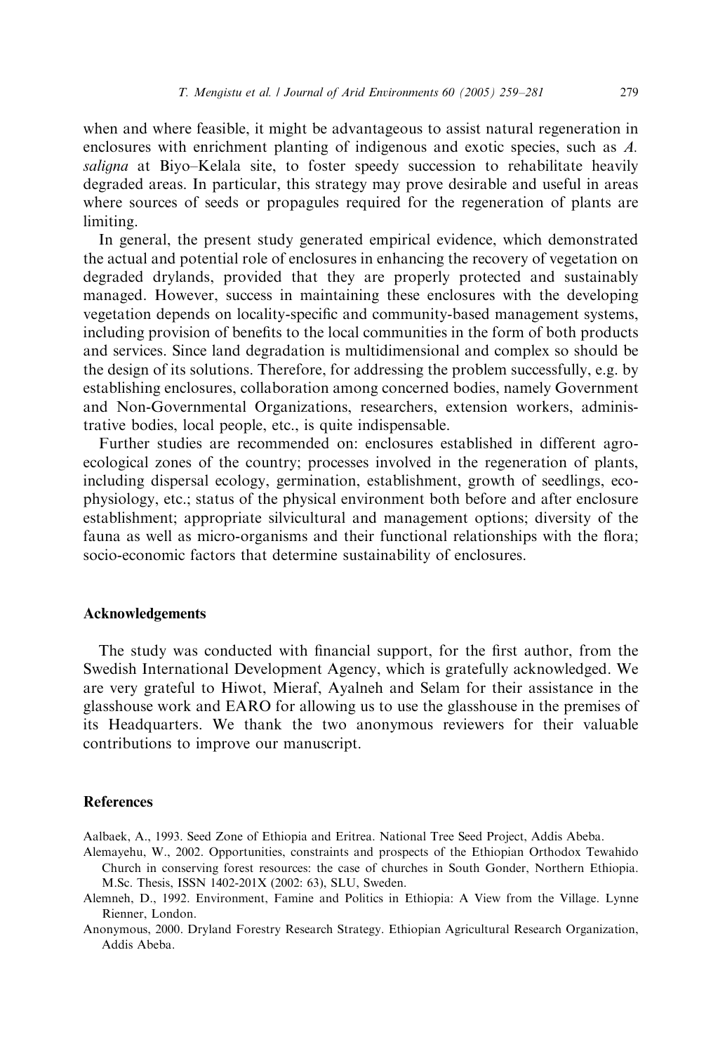when and where feasible, it might be advantageous to assist natural regeneration in enclosures with enrichment planting of indigenous and exotic species, such as *A. saligna* at Biyo–Kelala site, to foster speedy succession to rehabilitate heavily degraded areas. In particular, this strategy may prove desirable and useful in areas where sources of seeds or propagules required for the regeneration of plants are limiting.

In general, the present study generated empirical evidence, which demonstrated the actual and potential role of enclosures in enhancing the recovery of vegetation on degraded drylands, provided that they are properly protected and sustainably managed. However, success in maintaining these enclosures with the developing vegetation depends on locality-specific and community-based management systems, including provision of benefits to the local communities in the form of both products and services. Since land degradation is multidimensional and complex so should be the design of its solutions. Therefore, for addressing the problem successfully, e.g. by establishing enclosures, collaboration among concerned bodies, namely Government and Non-Governmental Organizations, researchers, extension workers, administrative bodies, local people, etc., is quite indispensable.

Further studies are recommended on: enclosures established in different agro-ecological zones of the country; processes involved in the regeneration of plants, including dispersal ecology, germination, establishment, growth of seedlings, eco-physiology, etc.; status of the physical environment both before and after enclosure establishment; appropriate silvicultural and management options; diversity of the fauna as well as micro-organisms and their functional relationships with the flora; socio-economic factors that determine sustainability of enclosures.

## Acknowledgements

The study was conducted with financial support, for the first author, from the Swedish International Development Agency, which is gratefully acknowledged. We are very grateful to Hiwot, Mieraf, Ayalneh and Selam for their assistance in the glasshouse work and EARO for allowing us to use the glasshouse in the premises of its Headquarters. We thank the two anonymous reviewers for their valuable contributions to improve our manuscript.

## References

Aalbaek, A., 1993. Seed Zone of Ethiopia and Eritrea. National Tree Seed Project, Addis Abeba.

Alemayehu, W., 2002. Opportunities, constraints and prospects of the Ethiopian Orthodox Tewahido Church in conserving forest resources: the case of churches in South Gonder, Northern Ethiopia. M.Sc. Thesis, ISSN 1402-201X (2002: 63), SLU, Sweden.

Alemneh, D., 1992. Environment, Famine and Politics in Ethiopia: A View from the Village. Lynne Rienner, London.

Anonymous, 2000. Dryland Forestry Research Strategy. Ethiopian Agricultural Research Organization, Addis Abeba.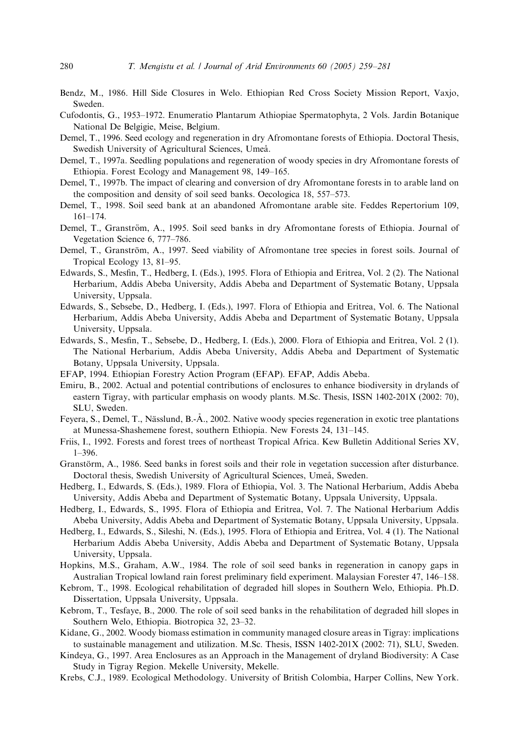Bendz, M., 1986. Hill Side Closures in Welo. Ethiopian Red Cross Society Mission Report, Vaxjo, Sweden.

Cufodontis, G., 1953–1972. Enumeratio Plantarum Athiopiae Spermatophyta, 2 Vols. Jardin Botanique National De Belgigie, Meise, Belgium.

Demel, T., 1996. Seed ecology and regeneration in dry Afromontane forests of Ethiopia. Doctoral Thesis, Swedish University of Agricultural Sciences, Umeå.

Demel, T., 1997a. Seedling populations and regeneration of woody species in dry Afromontane forests of Ethiopia. Forest Ecology and Management 98, 149–165.

Demel, T., 1997b. The impact of clearing and conversion of dry Afromontane forests in to arable land on the composition and density of soil seed banks. Oecologica 18, 557–573.

Demel, T., 1998. Soil seed bank at an abandoned Afromontane arable site. Feddes Repertorium 109, 161–174.

Demel, T., Granström, A., 1995. Soil seed banks in dry Afromontane forests of Ethiopia. Journal of Vegetation Science 6, 777–786.

Demel, T., Granström, A., 1997. Seed viability of Afromontane tree species in forest soils. Journal of Tropical Ecology 13, 81–95.

Edwards, S., Mesfin, T., Hedberg, I. (Eds.), 1995. Flora of Ethiopia and Eritrea, Vol. 2 (2). The National Herbarium, Addis Abeba University, Addis Abeba and Department of Systematic Botany, Uppsala University, Uppsala.

Edwards, S., Sebsebe, D., Hedberg, I. (Eds.), 1997. Flora of Ethiopia and Eritrea, Vol. 6. The National Herbarium, Addis Abeba University, Addis Abeba and Department of Systematic Botany, Uppsala University, Uppsala.

Edwards, S., Mesfin, T., Sebsebe, D., Hedberg, I. (Eds.), 2000. Flora of Ethiopia and Eritrea, Vol. 2 (1). The National Herbarium, Addis Abeba University, Addis Abeba and Department of Systematic Botany, Uppsala University, Uppsala.

EFAP, 1994. Ethiopian Forestry Action Program (EFAP). EFAP, Addis Abeba.

Emiru, B., 2002. Actual and potential contributions of enclosures to enhance biodiversity in drylands of eastern Tigray, with particular emphasis on woody plants. M.Sc. Thesis, ISSN 1402-201X (2002: 70), SLU, Sweden.

Feyera, S., Demel, T., Nässlund, B.-Å., 2002. Native woody species regeneration in exotic tree plantations at Munessa-Shashemene forest, southern Ethiopia. New Forests 24, 131–145.

Friis, I., 1992. Forests and forest trees of northeast Tropical Africa. Kew Bulletin Additional Series XV, 1–396.

Granstörm, A., 1986. Seed banks in forest soils and their role in vegetation succession after disturbance. Doctoral thesis, Swedish University of Agricultural Sciences, Umeå, Sweden.

Hedberg, I., Edwards, S. (Eds.), 1989. Flora of Ethiopia, Vol. 3. The National Herbarium, Addis Abeba University, Addis Abeba and Department of Systematic Botany, Uppsala University, Uppsala.

Hedberg, I., Edwards, S., 1995. Flora of Ethiopia and Eritrea, Vol. 7. The National Herbarium Addis Abeba University, Addis Abeba and Department of Systematic Botany, Uppsala University, Uppsala.

Hedberg, I., Edwards, S., Sileshi, N. (Eds.), 1995. Flora of Ethiopia and Eritrea, Vol. 4 (1). The National Herbarium Addis Abeba University, Addis Abeba and Department of Systematic Botany, Uppsala University, Uppsala.

Hopkins, M.S., Graham, A.W., 1984. The role of soil seed banks in regeneration in canopy gaps in Australian Tropical lowland rain forest preliminary field experiment. Malaysian Forester 47, 146–158.

Kebrom, T., 1998. Ecological rehabilitation of degraded hill slopes in Southern Welo, Ethiopia. Ph.D. Dissertation, Uppsala University, Uppsala.

Kebrom, T., Tesfaye, B., 2000. The role of soil seed banks in the rehabilitation of degraded hill slopes in Southern Welo, Ethiopia. Biotropica 32, 23–32.

Kidane, G., 2002. Woody biomass estimation in community managed closure areas in Tigray: implications to sustainable management and utilization. M.Sc. Thesis, ISSN 1402-201X (2002: 71), SLU, Sweden.

Kindeya, G., 1997. Area Enclosures as an Approach in the Management of dryland Biodiversity: A Case Study in Tigray Region. Mekelle University, Mekelle.

Krebs, C.J., 1989. Ecological Methodology. University of British Colombia, Harper Collins, New York.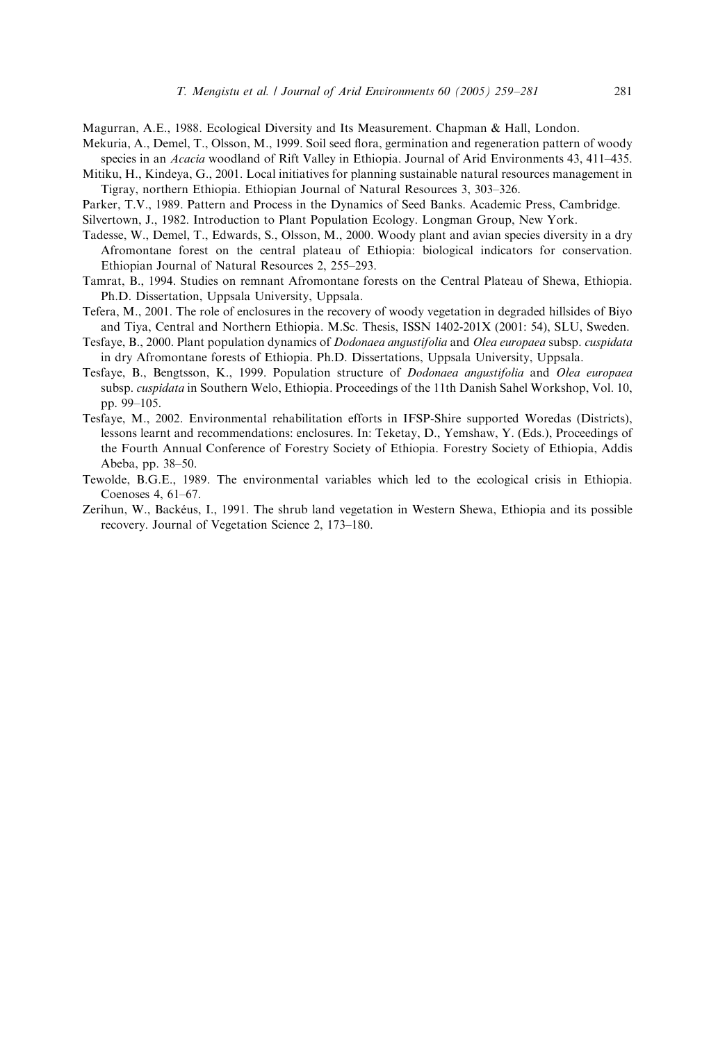Magurran, A.E., 1988. Ecological Diversity and Its Measurement. Chapman & Hall, London.

Mekuria, A., Demel, T., Olsson, M., 1999. Soil seed flora, germination and regeneration pattern of woody species in an *Acacia* woodland of Rift Valley in Ethiopia. Journal of Arid Environments 43, 411–435.

Mitiku, H., Kindeya, G., 2001. Local initiatives for planning sustainable natural resources management in Tigray, northern Ethiopia. Ethiopian Journal of Natural Resources 3, 303–326.

Parker, T.V., 1989. Pattern and Process in the Dynamics of Seed Banks. Academic Press, Cambridge.

Silvertown, J., 1982. Introduction to Plant Population Ecology. Longman Group, New York.

Tadesse, W., Demel, T., Edwards, S., Olsson, M., 2000. Woody plant and avian species diversity in a dry Afromontane forest on the central plateau of Ethiopia: biological indicators for conservation. Ethiopian Journal of Natural Resources 2, 255–293.

Tamrat, B., 1994. Studies on remnant Afromontane forests on the Central Plateau of Shewa, Ethiopia. Ph.D. Dissertation, Uppsala University, Uppsala.

Tefera, M., 2001. The role of enclosures in the recovery of woody vegetation in degraded hillsides of Biyo and Tiya, Central and Northern Ethiopia. M.Sc. Thesis, ISSN 1402-201X (2001: 54), SLU, Sweden.

Tesfaye, B., 2000. Plant population dynamics of *Dodonaea angustifolia* and *Olea europaea* subsp. *cuspidata* in dry Afromontane forests of Ethiopia. Ph.D. Dissertations, Uppsala University, Uppsala.

Tesfaye, B., Bengtsson, K., 1999. Population structure of *Dodonaea angustifolia* and *Olea europaea* subsp. *cuspidata* in Southern Welo, Ethiopia. Proceedings of the 11th Danish Sahel Workshop, Vol. 10, pp. 99–105.

Tesfaye, M., 2002. Environmental rehabilitation efforts in IFSP-Shire supported Woredas (Districts), lessons learnt and recommendations: enclosures. In: Teketay, D., Yemshaw, Y. (Eds.), Proceedings of the Fourth Annual Conference of Forestry Society of Ethiopia. Forestry Society of Ethiopia, Addis Abeba, pp. 38–50.

Tewolde, B.G.E., 1989. The environmental variables which led to the ecological crisis in Ethiopia. Coenoses 4, 61–67.

Zerihun, W., Backéus, I., 1991. The shrub land vegetation in Western Shewa, Ethiopia and its possible recovery. Journal of Vegetation Science 2, 173–180.